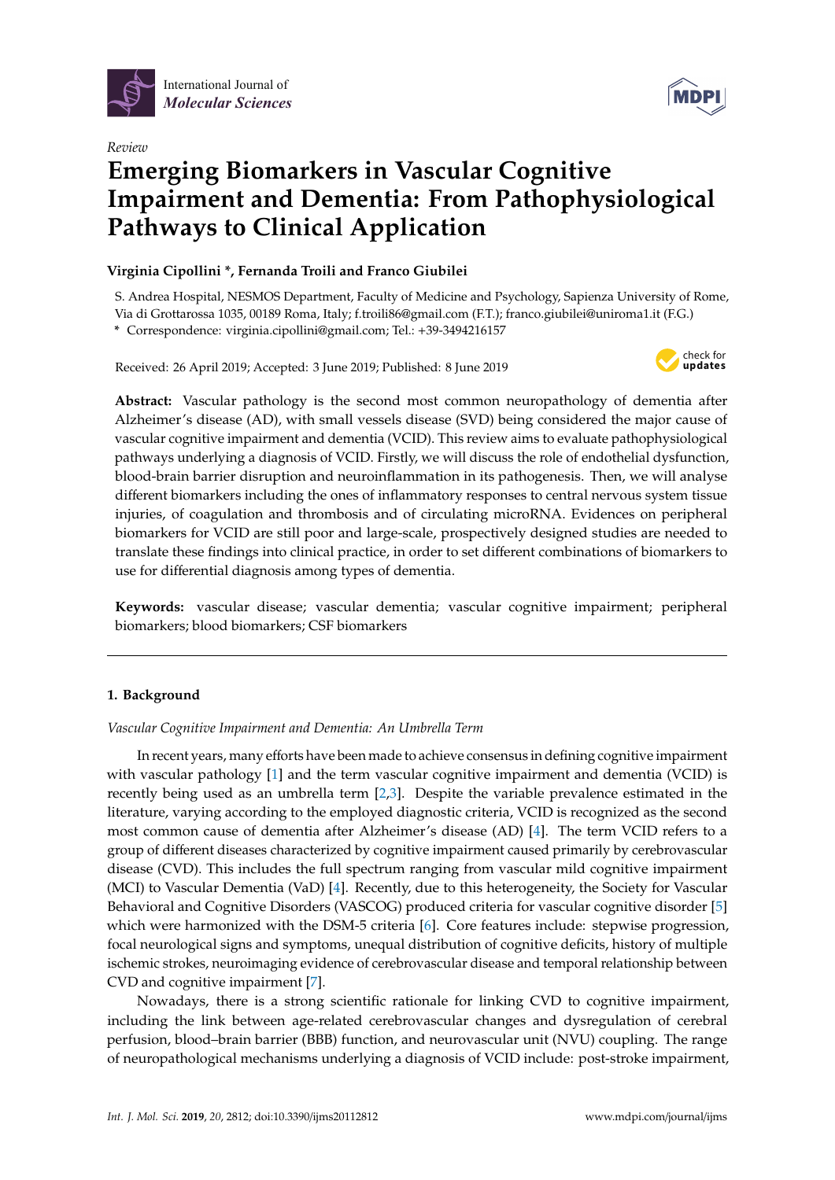*Review*

# Emerging Biomarkers in Vascular Cognitive Impairment and Dementia: From Pathophysiological Pathways to Clinical Application

**Virginia Cipollini \*, Fernanda Troili and Franco Giubilei**

S. Andrea Hospital, NESMOS Department, Faculty of Medicine and Psychology, Sapienza University of Rome, Via di Grottarossa 1035, 00189 Roma, Italy; f.troili86@gmail.com (F.T.); franco.giubilei@uniroma1.it (F.G.)

\* Correspondence: virginia.cipollini@gmail.com; Tel.: +39-3494216157

Received: 26 April 2019; Accepted: 3 June 2019; Published: 8 June 2019

**Abstract:** Vascular pathology is the second most common neuropathology of dementia after Alzheimer's disease (AD), with small vessels disease (SVD) being considered the major cause of vascular cognitive impairment and dementia (VCID). This review aims to evaluate pathophysiological pathways underlying a diagnosis of VCID. Firstly, we will discuss the role of endothelial dysfunction, blood-brain barrier disruption and neuroinflammation in its pathogenesis. Then, we will analyse different biomarkers including the ones of inflammatory responses to central nervous system tissue injuries, of coagulation and thrombosis and of circulating microRNA. Evidences on peripheral biomarkers for VCID are still poor and large-scale, prospectively designed studies are needed to translate these findings into clinical practice, in order to set different combinations of biomarkers to use for differential diagnosis among types of dementia.

**Keywords:** vascular disease; vascular dementia; vascular cognitive impairment; peripheral biomarkers; blood biomarkers; CSF biomarkers

## 1. Background

*Vascular Cognitive Impairment and Dementia: An Umbrella Term*

In recent years, many efforts have been made to achieve consensus in defining cognitive impairment with vascular pathology [1] and the term vascular cognitive impairment and dementia (VCID) is recently being used as an umbrella term [2,3]. Despite the variable prevalence estimated in the literature, varying according to the employed diagnostic criteria, VCID is recognized as the second most common cause of dementia after Alzheimer's disease (AD) [4]. The term VCID refers to a group of different diseases characterized by cognitive impairment caused primarily by cerebrovascular disease (CVD). This includes the full spectrum ranging from vascular mild cognitive impairment (MCI) to Vascular Dementia (VaD) [4]. Recently, due to this heterogeneity, the Society for Vascular Behavioral and Cognitive Disorders (VASCOG) produced criteria for vascular cognitive disorder [5] which were harmonized with the DSM-5 criteria [6]. Core features include: stepwise progression, focal neurological signs and symptoms, unequal distribution of cognitive deficits, history of multiple ischemic strokes, neuroimaging evidence of cerebrovascular disease and temporal relationship between CVD and cognitive impairment [7].

Nowadays, there is a strong scientific rationale for linking CVD to cognitive impairment, including the link between age-related cerebrovascular changes and dysregulation of cerebral perfusion, blood–brain barrier (BBB) function, and neurovascular unit (NVU) coupling. The range of neuropathological mechanisms underlying a diagnosis of VCID include: post-stroke impairment,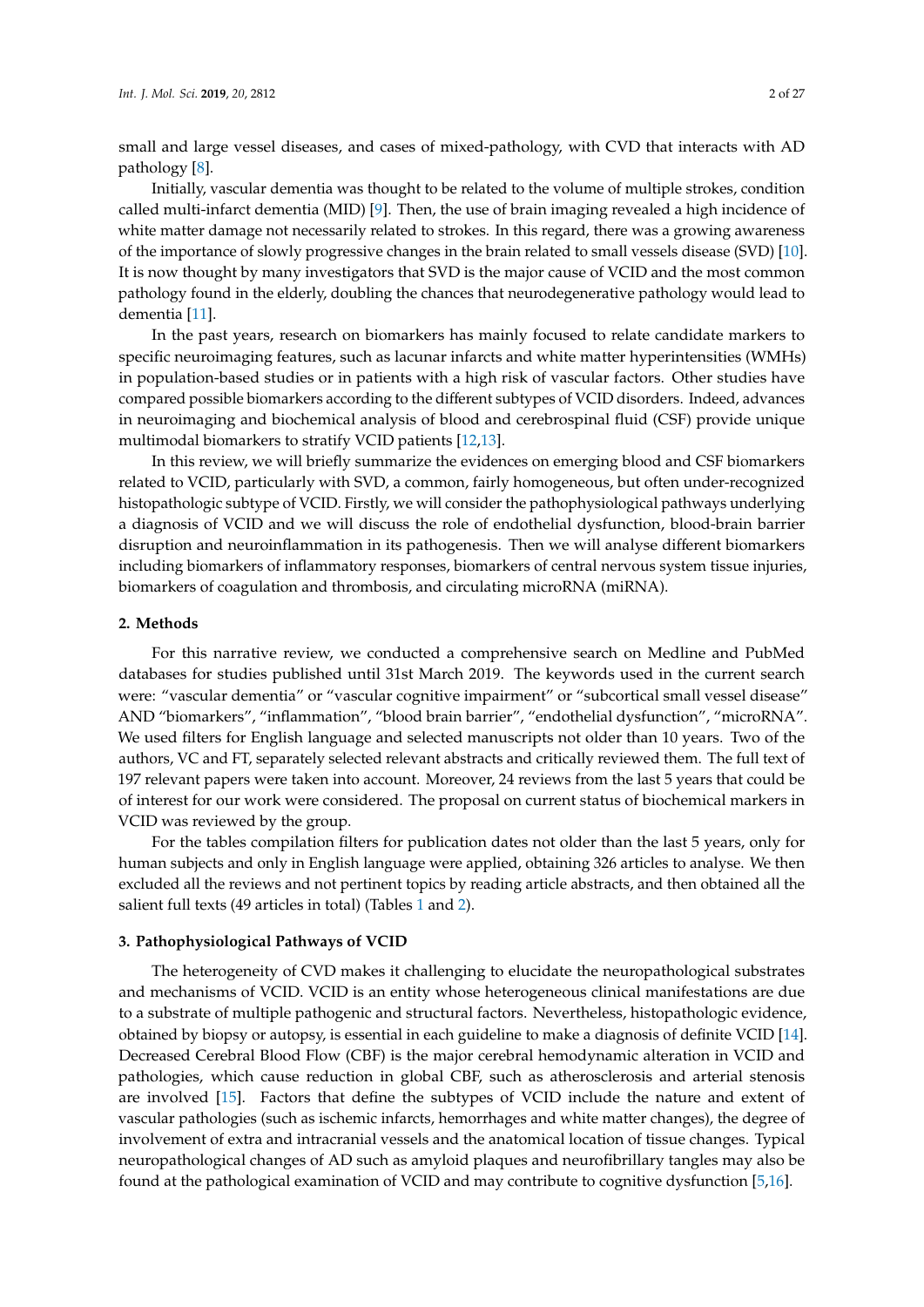small and large vessel diseases, and cases of mixed-pathology, with CVD that interacts with AD pathology [8].

Initially, vascular dementia was thought to be related to the volume of multiple strokes, condition called multi-infarct dementia (MID) [9]. Then, the use of brain imaging revealed a high incidence of white matter damage not necessarily related to strokes. In this regard, there was a growing awareness of the importance of slowly progressive changes in the brain related to small vessels disease (SVD) [10]. It is now thought by many investigators that SVD is the major cause of VCID and the most common pathology found in the elderly, doubling the chances that neurodegenerative pathology would lead to dementia [11].

In the past years, research on biomarkers has mainly focused to relate candidate markers to specific neuroimaging features, such as lacunar infarcts and white matter hyperintensities (WMHs) in population-based studies or in patients with a high risk of vascular factors. Other studies have compared possible biomarkers according to the different subtypes of VCID disorders. Indeed, advances in neuroimaging and biochemical analysis of blood and cerebrospinal fluid (CSF) provide unique multimodal biomarkers to stratify VCID patients [12,13].

In this review, we will briefly summarize the evidences on emerging blood and CSF biomarkers related to VCID, particularly with SVD, a common, fairly homogeneous, but often under-recognized histopathologic subtype of VCID. Firstly, we will consider the pathophysiological pathways underlying a diagnosis of VCID and we will discuss the role of endothelial dysfunction, blood-brain barrier disruption and neuroinflammation in its pathogenesis. Then we will analyse different biomarkers including biomarkers of inflammatory responses, biomarkers of central nervous system tissue injuries, biomarkers of coagulation and thrombosis, and circulating microRNA (miRNA).

## 2. Methods

For this narrative review, we conducted a comprehensive search on Medline and PubMed databases for studies published until 31st March 2019. The keywords used in the current search were: "vascular dementia" or "vascular cognitive impairment" or "subcortical small vessel disease" AND "biomarkers", "inflammation", "blood brain barrier", "endothelial dysfunction", "microRNA". We used filters for English language and selected manuscripts not older than 10 years. Two of the authors, VC and FT, separately selected relevant abstracts and critically reviewed them. The full text of 197 relevant papers were taken into account. Moreover, 24 reviews from the last 5 years that could be of interest for our work were considered. The proposal on current status of biochemical markers in VCID was reviewed by the group.

For the tables compilation filters for publication dates not older than the last 5 years, only for human subjects and only in English language were applied, obtaining 326 articles to analyse. We then excluded all the reviews and not pertinent topics by reading article abstracts, and then obtained all the salient full texts (49 articles in total) (Tables 1 and 2).

## 3. Pathophysiological Pathways of VCID

The heterogeneity of CVD makes it challenging to elucidate the neuropathological substrates and mechanisms of VCID. VCID is an entity whose heterogeneous clinical manifestations are due to a substrate of multiple pathogenic and structural factors. Nevertheless, histopathologic evidence, obtained by biopsy or autopsy, is essential in each guideline to make a diagnosis of definite VCID [14]. Decreased Cerebral Blood Flow (CBF) is the major cerebral hemodynamic alteration in VCID and pathologies, which cause reduction in global CBF, such as atherosclerosis and arterial stenosis are involved [15]. Factors that define the subtypes of VCID include the nature and extent of vascular pathologies (such as ischemic infarcts, hemorrhages and white matter changes), the degree of involvement of extra and intracranial vessels and the anatomical location of tissue changes. Typical neuropathological changes of AD such as amyloid plaques and neurofibrillary tangles may also be found at the pathological examination of VCID and may contribute to cognitive dysfunction [5,16].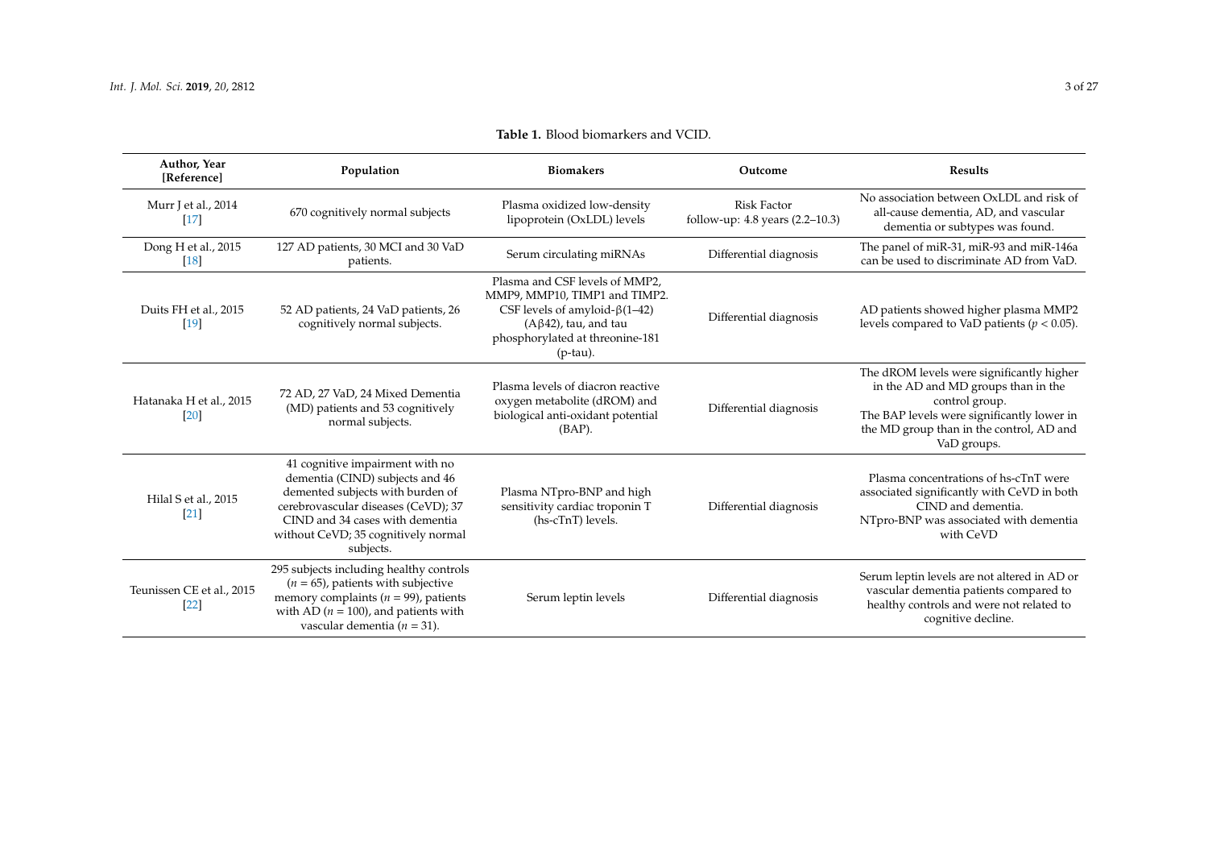**Table 1.** Blood biomarkers and VCID.

| Author, Year [Reference] | Population | Biomakers | Outcome | Results |
|---|---|---|---|---|
| Murr J et al., 2014 [17] | 670 cognitively normal subjects | Plasma oxidized low-density lipoprotein (OxLDL) levels | Risk Factor follow-up: 4.8 years (2.2–10.3) | No association between OxLDL and risk of all-cause dementia, AD, and vascular dementia or subtypes was found. |
| Dong H et al., 2015 [18] | 127 AD patients, 30 MCI and 30 VaD patients. | Serum circulating miRNAs | Differential diagnosis | The panel of miR-31, miR-93 and miR-146a can be used to discriminate AD from VaD. |
| Duits FH et al., 2015 [19] | 52 AD patients, 24 VaD patients, 26 cognitively normal subjects. | Plasma and CSF levels of MMP2, MMP9, MMP10, TIMP1 and TIMP2. CSF levels of amyloid-β(1–42) (Aβ42), tau, and tau phosphorylated at threonine-181 (p-tau). | Differential diagnosis | AD patients showed higher plasma MMP2 levels compared to VaD patients ($p < 0.05$). |
| Hatanaka H et al., 2015 [20] | 72 AD, 27 VaD, 24 Mixed Dementia (MD) patients and 53 cognitively normal subjects. | Plasma levels of diacron reactive oxygen metabolite (dROM) and biological anti-oxidant potential (BAP). | Differential diagnosis | The dROM levels were significantly higher in the AD and MD groups than in the control group. The BAP levels were significantly lower in the MD group than in the control, AD and VaD groups. |
| Hilal S et al., 2015 [21] | 41 cognitive impairment with no dementia (CIND) subjects and 46 demented subjects with burden of cerebrovascular diseases (CeVD); 37 CIND and 34 cases with dementia without CeVD; 35 cognitively normal subjects. | Plasma NTpro-BNP and high sensitivity cardiac troponin T (hs-cTnT) levels. | Differential diagnosis | Plasma concentrations of hs-cTnT were associated significantly with CeVD in both CIND and dementia. NTpro-BNP was associated with dementia with CeVD |
| Teunissen CE et al., 2015 [22] | 295 subjects including healthy controls ($n = 65$), patients with subjective memory complaints ($n = 99$), patients with AD ($n = 100$), and patients with vascular dementia ($n = 31$). | Serum leptin levels | Differential diagnosis | Serum leptin levels are not altered in AD or vascular dementia patients compared to healthy controls and were not related to cognitive decline. |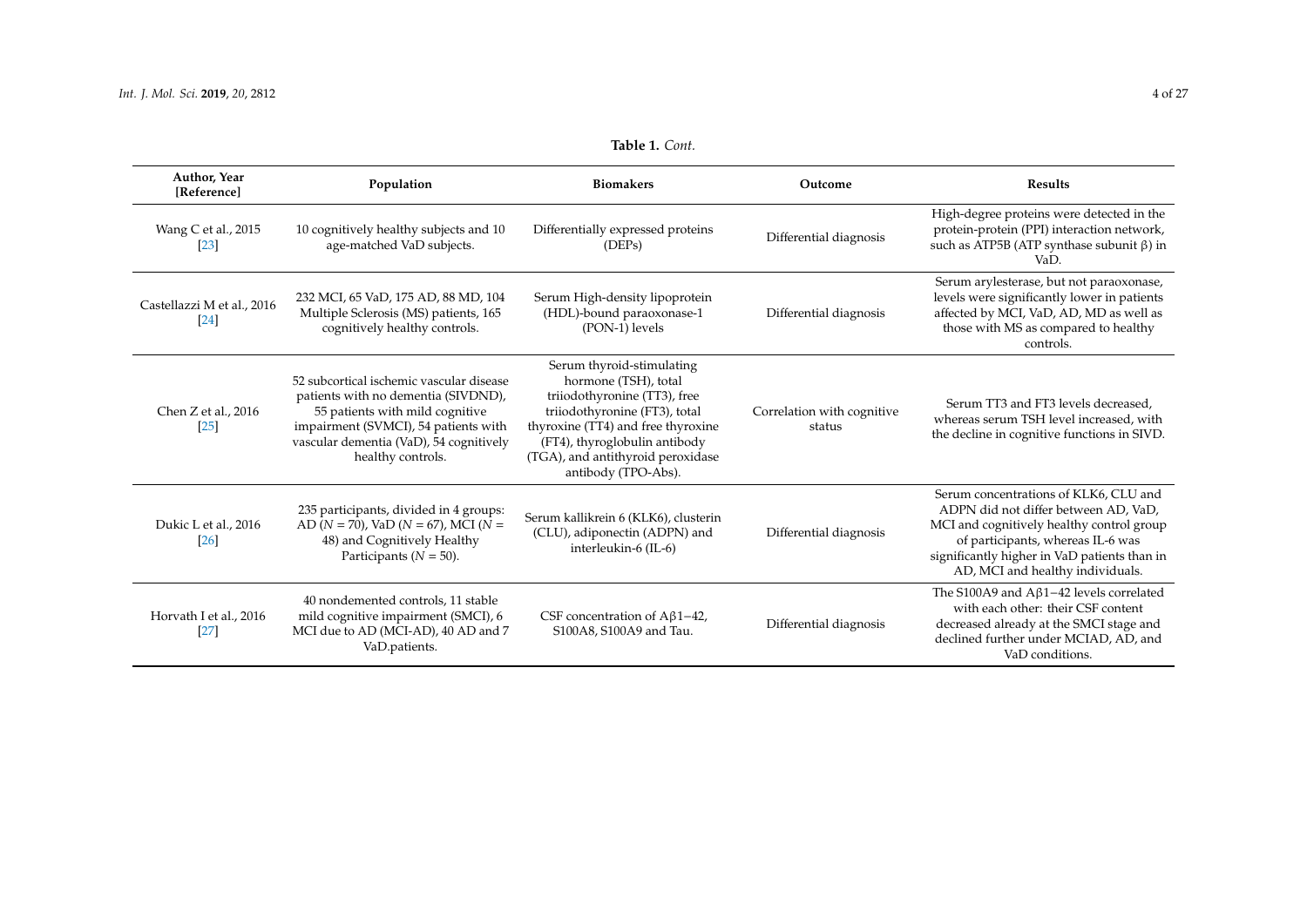**Table 1.** *Cont.*

| Author, Year [Reference] | Population | Biomakers | Outcome | Results |
|---|---|---|---|---|
| Wang C et al., 2015 [23] | 10 cognitively healthy subjects and 10 age-matched VaD subjects. | Differentially expressed proteins (DEPs) | Differential diagnosis | High-degree proteins were detected in the protein-protein (PPI) interaction network, such as ATP5B (ATP synthase subunit β) in VaD. |
| Castellazzi M et al., 2016 [24] | 232 MCI, 65 VaD, 175 AD, 88 MD, 104 Multiple Sclerosis (MS) patients, 165 cognitively healthy controls. | Serum High-density lipoprotein (HDL)-bound paraoxonase-1 (PON-1) levels | Differential diagnosis | Serum arylesterase, but not paraoxonase, levels were significantly lower in patients affected by MCI, VaD, AD, MD as well as those with MS as compared to healthy controls. |
| Chen Z et al., 2016 [25] | 52 subcortical ischemic vascular disease patients with no dementia (SIVDND), 55 patients with mild cognitive impairment (SVMCI), 54 patients with vascular dementia (VaD), 54 cognitively healthy controls. | Serum thyroid-stimulating hormone (TSH), total triiodothyronine (TT3), free triiodothyronine (FT3), total thyroxine (TT4) and free thyroxine (FT4), thyroglobulin antibody (TGA), and antithyroid peroxidase antibody (TPO-Abs). | Correlation with cognitive status | Serum TT3 and FT3 levels decreased, whereas serum TSH level increased, with the decline in cognitive functions in SIVD. |
| Dukic L et al., 2016 [26] | 235 participants, divided in 4 groups: AD ($N$ = 70), VaD ($N$ = 67), MCI ($N$ = 48) and Cognitively Healthy Participants ($N$ = 50). | Serum kallikrein 6 (KLK6), clusterin (CLU), adiponectin (ADPN) and interleukin-6 (IL-6) | Differential diagnosis | Serum concentrations of KLK6, CLU and ADPN did not differ between AD, VaD, MCI and cognitively healthy control group of participants, whereas IL-6 was significantly higher in VaD patients than in AD, MCI and healthy individuals. |
| Horvath I et al., 2016 [27] | 40 nondemented controls, 11 stable mild cognitive impairment (SMCI), 6 MCI due to AD (MCI-AD), 40 AD and 7 VaD.patients. | CSF concentration of Aβ1−42, S100A8, S100A9 and Tau. | Differential diagnosis | The S100A9 and Aβ1−42 levels correlated with each other: their CSF content decreased already at the SMCI stage and declined further under MCIAD, AD, and VaD conditions. |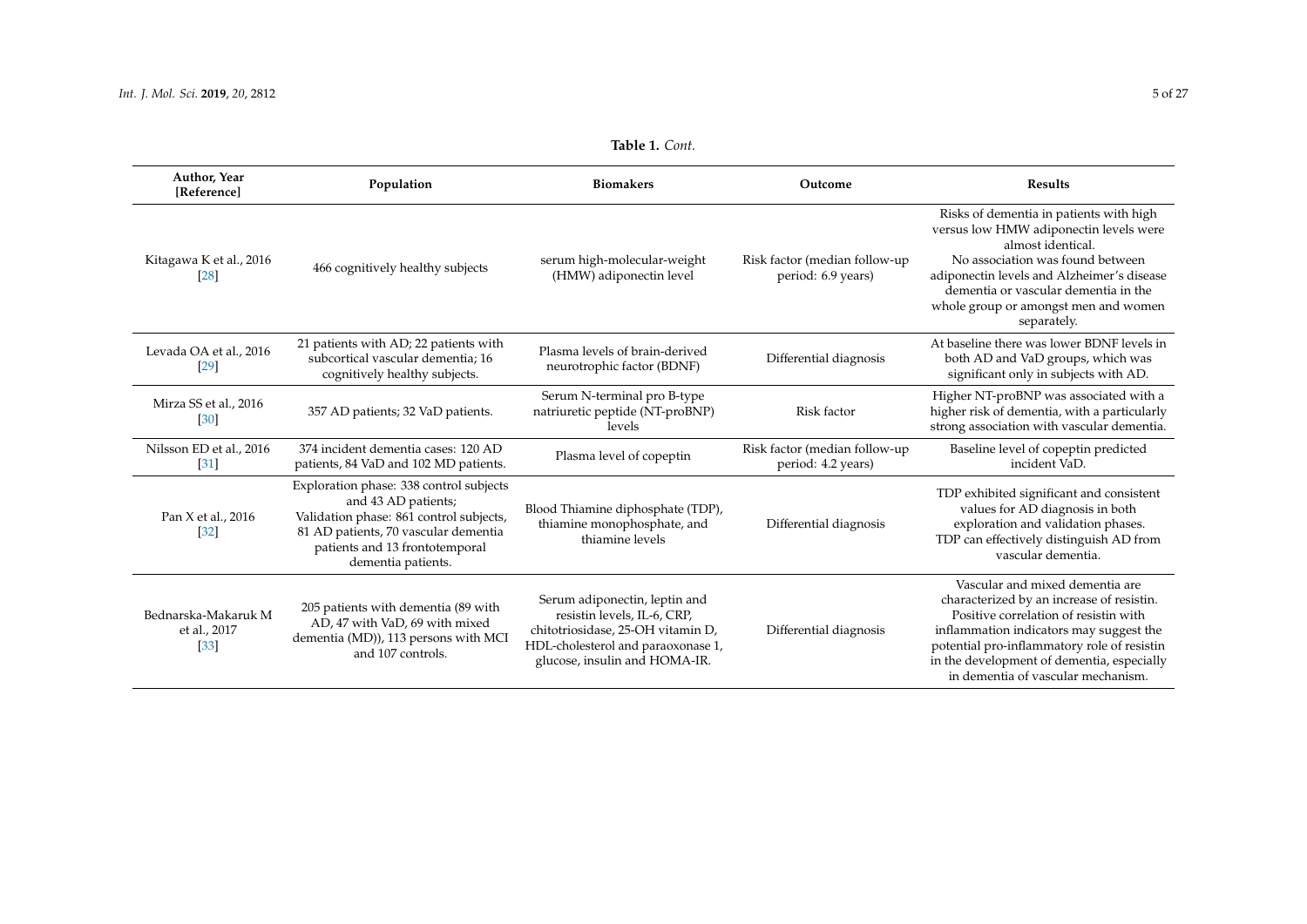**Table 1.** *Cont.*

| Author, Year [Reference] | Population | Biomakers | Outcome | Results |
|---|---|---|---|---|
| Kitagawa K et al., 2016 [28] | 466 cognitively healthy subjects | serum high-molecular-weight (HMW) adiponectin level | Risk factor (median follow-up period: 6.9 years) | Risks of dementia in patients with high versus low HMW adiponectin levels were almost identical. No association was found between adiponectin levels and Alzheimer's disease dementia or vascular dementia in the whole group or amongst men and women separately. |
| Levada OA et al., 2016 [29] | 21 patients with AD; 22 patients with subcortical vascular dementia; 16 cognitively healthy subjects. | Plasma levels of brain-derived neurotrophic factor (BDNF) | Differential diagnosis | At baseline there was lower BDNF levels in both AD and VaD groups, which was significant only in subjects with AD. |
| Mirza SS et al., 2016 [30] | 357 AD patients; 32 VaD patients. | Serum N-terminal pro B-type natriuretic peptide (NT-proBNP) levels | Risk factor | Higher NT-proBNP was associated with a higher risk of dementia, with a particularly strong association with vascular dementia. |
| Nilsson ED et al., 2016 [31] | 374 incident dementia cases: 120 AD patients, 84 VaD and 102 MD patients. | Plasma level of copeptin | Risk factor (median follow-up period: 4.2 years) | Baseline level of copeptin predicted incident VaD. |
| Pan X et al., 2016 [32] | Exploration phase: 338 control subjects and 43 AD patients; Validation phase: 861 control subjects, 81 AD patients, 70 vascular dementia patients and 13 frontotemporal dementia patients. | Blood Thiamine diphosphate (TDP), thiamine monophosphate, and thiamine levels | Differential diagnosis | TDP exhibited significant and consistent values for AD diagnosis in both exploration and validation phases. TDP can effectively distinguish AD from vascular dementia. |
| Bednarska-Makaruk M et al., 2017 [33] | 205 patients with dementia (89 with AD, 47 with VaD, 69 with mixed dementia (MD)), 113 persons with MCI and 107 controls. | Serum adiponectin, leptin and resistin levels, IL-6, CRP, chitotriosidase, 25-OH vitamin D, HDL-cholesterol and paraoxonase 1, glucose, insulin and HOMA-IR. | Differential diagnosis | Vascular and mixed dementia are characterized by an increase of resistin. Positive correlation of resistin with inflammation indicators may suggest the potential pro-inflammatory role of resistin in the development of dementia, especially in dementia of vascular mechanism. |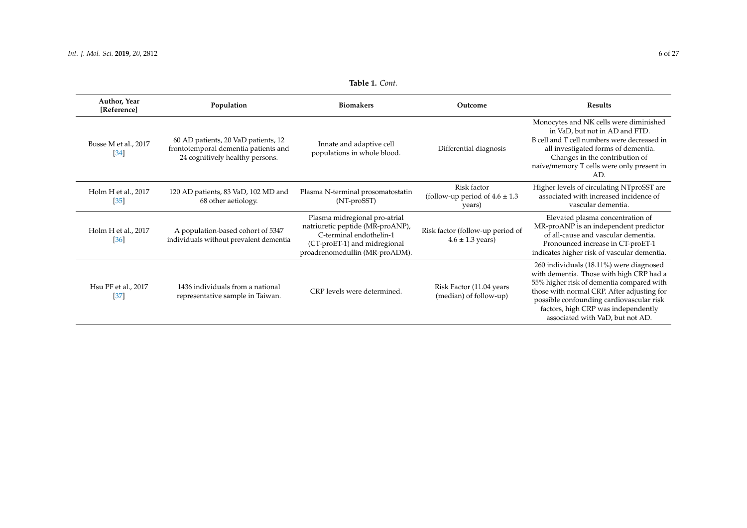**Table 1.** *Cont.*

| Author, Year [Reference] | Population | Biomakers | Outcome | Results |
|---|---|---|---|---|
| Busse M et al., 2017 [34] | 60 AD patients, 20 VaD patients, 12 frontotemporal dementia patients and 24 cognitively healthy persons. | Innate and adaptive cell populations in whole blood. | Differential diagnosis | Monocytes and NK cells were diminished in VaD, but not in AD and FTD. B cell and T cell numbers were decreased in all investigated forms of dementia. Changes in the contribution of naïve/memory T cells were only present in AD. |
| Holm H et al., 2017 [35] | 120 AD patients, 83 VaD, 102 MD and 68 other aetiology. | Plasma N-terminal prosomatostatin (NT-proSST) | Risk factor (follow-up period of 4.6 ± 1.3 years) | Higher levels of circulating NTproSST are associated with increased incidence of vascular dementia. |
| Holm H et al., 2017 [36] | A population-based cohort of 5347 individuals without prevalent dementia | Plasma midregional pro-atrial natriuretic peptide (MR-proANP), C-terminal endothelin-1 (CT-proET-1) and midregional proadrenomedullin (MR-proADM). | Risk factor (follow-up period of 4.6 ± 1.3 years) | Elevated plasma concentration of MR-proANP is an independent predictor of all-cause and vascular dementia. Pronounced increase in CT-proET-1 indicates higher risk of vascular dementia. |
| Hsu PF et al., 2017 [37] | 1436 individuals from a national representative sample in Taiwan. | CRP levels were determined. | Risk Factor (11.04 years (median) of follow-up) | 260 individuals (18.11%) were diagnosed with dementia. Those with high CRP had a 55% higher risk of dementia compared with those with normal CRP. After adjusting for possible confounding cardiovascular risk factors, high CRP was independently associated with VaD, but not AD. |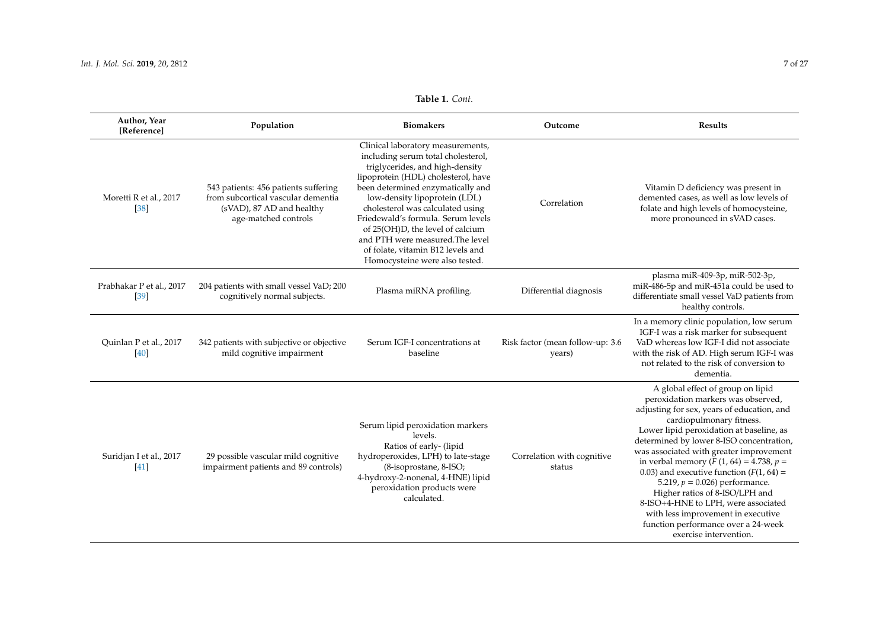**Table 1.** *Cont.*

| Author, Year [Reference] | Population | Biomakers | Outcome | Results |
|---|---|---|---|---|
| Moretti R et al., 2017 [38] | 543 patients: 456 patients suffering from subcortical vascular dementia (sVAD), 87 AD and healthy age-matched controls | Clinical laboratory measurements, including serum total cholesterol, triglycerides, and high-density lipoprotein (HDL) cholesterol, have been determined enzymatically and low-density lipoprotein (LDL) cholesterol was calculated using Friedewald's formula. Serum levels of 25(OH)D, the level of calcium and PTH were measured.The level of folate, vitamin B12 levels and Homocysteine were also tested. | Correlation | Vitamin D deficiency was present in demented cases, as well as low levels of folate and high levels of homocysteine, more pronounced in sVAD cases. |
| Prabhakar P et al., 2017 [39] | 204 patients with small vessel VaD; 200 cognitively normal subjects. | Plasma miRNA profiling. | Differential diagnosis | plasma miR-409-3p, miR-502-3p, miR-486-5p and miR-451a could be used to differentiate small vessel VaD patients from healthy controls. |
| Quinlan P et al., 2017 [40] | 342 patients with subjective or objective mild cognitive impairment | Serum IGF-I concentrations at baseline | Risk factor (mean follow-up: 3.6 years) | In a memory clinic population, low serum IGF-I was a risk marker for subsequent VaD whereas low IGF-I did not associate with the risk of AD. High serum IGF-I was not related to the risk of conversion to dementia. |
| Suridjan I et al., 2017 [41] | 29 possible vascular mild cognitive impairment patients and 89 controls) | Serum lipid peroxidation markers levels. Ratios of early- (lipid hydroperoxides, LPH) to late-stage (8-isoprostane, 8-ISO; 4-hydroxy-2-nonenal, 4-HNE) lipid peroxidation products were calculated. | Correlation with cognitive status | A global effect of group on lipid peroxidation markers was observed, adjusting for sex, years of education, and cardiopulmonary fitness. Lower lipid peroxidation at baseline, as determined by lower 8-ISO concentration, was associated with greater improvement in verbal memory ($F$ (1, 64) = 4.738, $p$ = 0.03) and executive function ($F$(1, 64) = 5.219, $p$ = 0.026) performance. Higher ratios of 8-ISO/LPH and 8-ISO+4-HNE to LPH, were associated with less improvement in executive function performance over a 24-week exercise intervention. |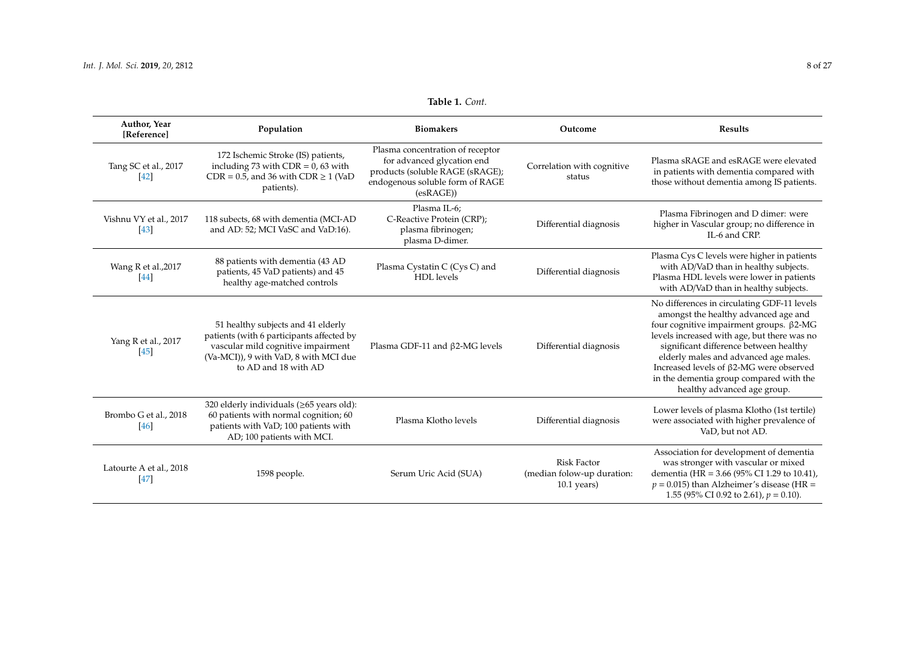**Table 1.** *Cont.*

| Author, Year [Reference] | Population | Biomakers | Outcome | Results |
| --- | --- | --- | --- | --- |
| Tang SC et al., 2017 [42] | 172 Ischemic Stroke (IS) patients, including 73 with CDR = 0, 63 with CDR = 0.5, and 36 with CDR ≥ 1 (VaD patients). | Plasma concentration of receptor for advanced glycation end products (soluble RAGE (sRAGE); endogenous soluble form of RAGE (esRAGE)) | Correlation with cognitive status | Plasma sRAGE and esRAGE were elevated in patients with dementia compared with those without dementia among IS patients. |
| Vishnu VY et al., 2017 [43] | 118 subects, 68 with dementia (MCI-AD and AD: 52; MCI VaSC and VaD:16). | Plasma IL-6; C-Reactive Protein (CRP); plasma fibrinogen; plasma D-dimer. | Differential diagnosis | Plasma Fibrinogen and D dimer: were higher in Vascular group; no difference in IL-6 and CRP. |
| Wang R et al.,2017 [44] | 88 patients with dementia (43 AD patients, 45 VaD patients) and 45 healthy age-matched controls | Plasma Cystatin C (Cys C) and HDL levels | Differential diagnosis | Plasma Cys C levels were higher in patients with AD/VaD than in healthy subjects. Plasma HDL levels were lower in patients with AD/VaD than in healthy subjects. |
| Yang R et al., 2017 [45] | 51 healthy subjects and 41 elderly patients (with 6 participants affected by vascular mild cognitive impairment (Va-MCI)), 9 with VaD, 8 with MCI due to AD and 18 with AD | Plasma GDF-11 and β2-MG levels | Differential diagnosis | No differences in circulating GDF-11 levels amongst the healthy advanced age and four cognitive impairment groups. β2-MG levels increased with age, but there was no significant difference between healthy elderly males and advanced age males. Increased levels of β2-MG were observed in the dementia group compared with the healthy advanced age group. |
| Brombo G et al., 2018 [46] | 320 elderly individuals (≥65 years old): 60 patients with normal cognition; 60 patients with VaD; 100 patients with AD; 100 patients with MCI. | Plasma Klotho levels | Differential diagnosis | Lower levels of plasma Klotho (1st tertile) were associated with higher prevalence of VaD, but not AD. |
| Latourte A et al., 2018 [47] | 1598 people. | Serum Uric Acid (SUA) | Risk Factor (median folow-up duration: 10.1 years) | Association for development of dementia was stronger with vascular or mixed dementia (HR = 3.66 (95% CI 1.29 to 10.41), $p = 0.015$) than Alzheimer's disease (HR = 1.55 (95% CI 0.92 to 2.61), $p = 0.10$). |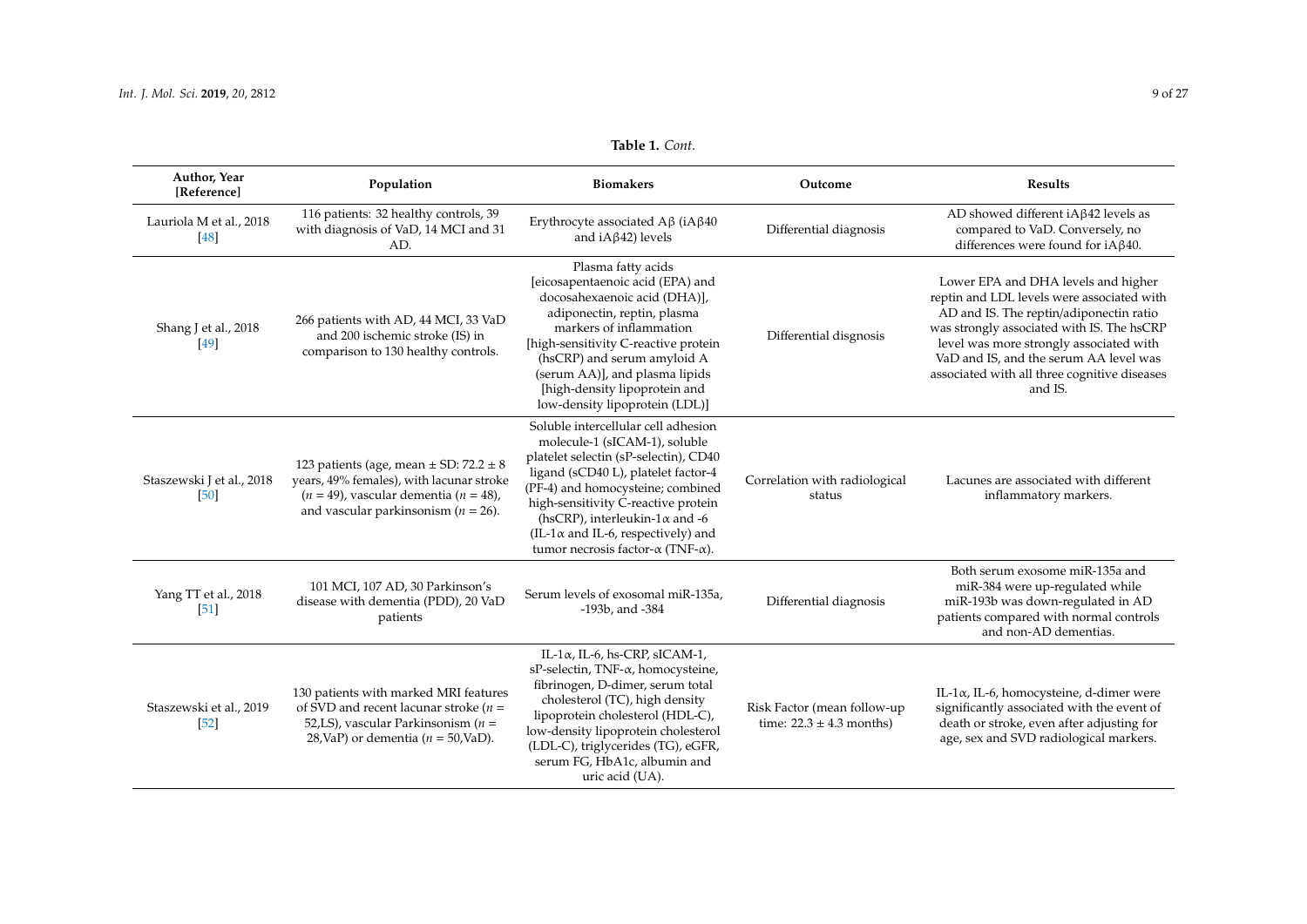**Table 1.** *Cont.*

| Author, Year [Reference] | Population | Biomakers | Outcome | Results |
|---|---|---|---|---|
| Lauriola M et al., 2018 [48] | 116 patients: 32 healthy controls, 39 with diagnosis of VaD, 14 MCI and 31 AD. | Erythrocyte associated Aβ (iAβ40 and iAβ42) levels | Differential diagnosis | AD showed different iAβ42 levels as compared to VaD. Conversely, no differences were found for iAβ40. |
| Shang J et al., 2018 [49] | 266 patients with AD, 44 MCI, 33 VaD and 200 ischemic stroke (IS) in comparison to 130 healthy controls. | Plasma fatty acids [eicosapentaenoic acid (EPA) and docosahexaenoic acid (DHA)], adiponectin, reptin, plasma markers of inflammation [high-sensitivity C-reactive protein (hsCRP) and serum amyloid A (serum AA)], and plasma lipids [high-density lipoprotein and low-density lipoprotein (LDL)] | Differential disgnosis | Lower EPA and DHA levels and higher reptin and LDL levels were associated with AD and IS. The reptin/adiponectin ratio was strongly associated with IS. The hsCRP level was more strongly associated with VaD and IS, and the serum AA level was associated with all three cognitive diseases and IS. |
| Staszewski J et al., 2018 [50] | 123 patients (age, mean ± SD: 72.2 ± 8 years, 49% females), with lacunar stroke ($n$ = 49), vascular dementia ($n$ = 48), and vascular parkinsonism ($n$ = 26). | Soluble intercellular cell adhesion molecule-1 (sICAM-1), soluble platelet selectin (sP-selectin), CD40 ligand (sCD40 L), platelet factor-4 (PF-4) and homocysteine; combined high-sensitivity C-reactive protein (hsCRP), interleukin-1α and -6 (IL-1α and IL-6, respectively) and tumor necrosis factor-α (TNF-α). | Correlation with radiological status | Lacunes are associated with different inflammatory markers. |
| Yang TT et al., 2018 [51] | 101 MCI, 107 AD, 30 Parkinson's disease with dementia (PDD), 20 VaD patients | Serum levels of exosomal miR-135a, -193b, and -384 | Differential diagnosis | Both serum exosome miR-135a and miR-384 were up-regulated while miR-193b was down-regulated in AD patients compared with normal controls and non-AD dementias. |
| Staszewski et al., 2019 [52] | 130 patients with marked MRI features of SVD and recent lacunar stroke ($n$ = 52,LS), vascular Parkinsonism ($n$ = 28,VaP) or dementia ($n$ = 50,VaD). | IL-1α, IL-6, hs-CRP, sICAM-1, sP-selectin, TNF-α, homocysteine, fibrinogen, D-dimer, serum total cholesterol (TC), high density lipoprotein cholesterol (HDL-C), low-density lipoprotein cholesterol (LDL-C), triglycerides (TG), eGFR, serum FG, HbA1c, albumin and uric acid (UA). | Risk Factor (mean follow-up time: 22.3 ± 4.3 months) | IL-1α, IL-6, homocysteine, d-dimer were significantly associated with the event of death or stroke, even after adjusting for age, sex and SVD radiological markers. |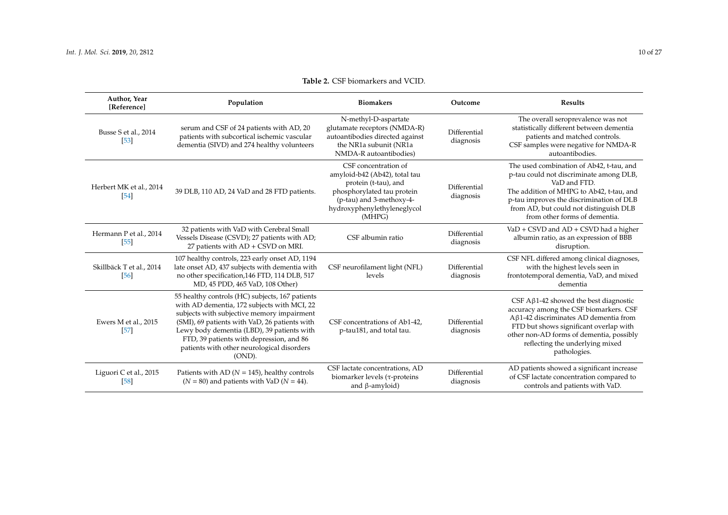**Table 2.** CSF biomarkers and VCID.

| Author, Year [Reference] | Population | Biomakers | Outcome | Results |
|---|---|---|---|---|
| Busse S et al., 2014 [53] | serum and CSF of 24 patients with AD, 20 patients with subcortical ischemic vascular dementia (SIVD) and 274 healthy volunteers | N-methyl-D-aspartate glutamate receptors (NMDA-R) autoantibodies directed against the NR1a subunit (NR1a NMDA-R autoantibodies) | Differential diagnosis | The overall seroprevalence was not statistically different between dementia patients and matched controls. CSF samples were negative for NMDA-R autoantibodies. |
| Herbert MK et al., 2014 [54] | 39 DLB, 110 AD, 24 VaD and 28 FTD patients. | CSF concentration of amyloid-b42 (Ab42), total tau protein (t-tau), and phosphorylated tau protein (p-tau) and 3-methoxy-4-hydroxyphenylethyleneglycol (MHPG) | Differential diagnosis | The used combination of Ab42, t-tau, and p-tau could not discriminate among DLB, VaD and FTD. The addition of MHPG to Ab42, t-tau, and p-tau improves the discrimination of DLB from AD, but could not distinguish DLB from other forms of dementia. |
| Hermann P et al., 2014 [55] | 32 patients with VaD with Cerebral Small Vessels Disease (CSVD); 27 patients with AD; 27 patients with AD + CSVD on MRI. | CSF albumin ratio | Differential diagnosis | VaD + CSVD and AD + CSVD had a higher albumin ratio, as an expression of BBB disruption. |
| Skillbäck T et al., 2014 [56] | 107 healthy controls, 223 early onset AD, 1194 late onset AD, 437 subjects with dementia with no other specification,146 FTD, 114 DLB, 517 MD, 45 PDD, 465 VaD, 108 Other) | CSF neurofilament light (NFL) levels | Differential diagnosis | CSF NFL differed among clinical diagnoses, with the highest levels seen in frontotemporal dementia, VaD, and mixed dementia |
| Ewers M et al., 2015 [57] | 55 healthy controls (HC) subjects, 167 patients with AD dementia, 172 subjects with MCI, 22 subjects with subjective memory impairment (SMI), 69 patients with VaD, 26 patients with Lewy body dementia (LBD), 39 patients with FTD, 39 patients with depression, and 86 patients with other neurological disorders (OND). | CSF concentrations of Ab1-42, p-tau181, and total tau. | Differential diagnosis | CSF Aβ1-42 showed the best diagnostic accuracy among the CSF biomarkers. CSF Aβ1-42 discriminates AD dementia from FTD but shows significant overlap with other non-AD forms of dementia, possibly reflecting the underlying mixed pathologies. |
| Liguori C et al., 2015 [58] | Patients with AD ($N = 145$), healthy controls ($N = 80$) and patients with VaD ($N = 44$). | CSF lactate concentrations, AD biomarker levels (τ-proteins and β-amyloid) | Differential diagnosis | AD patients showed a significant increase of CSF lactate concentration compared to controls and patients with VaD. |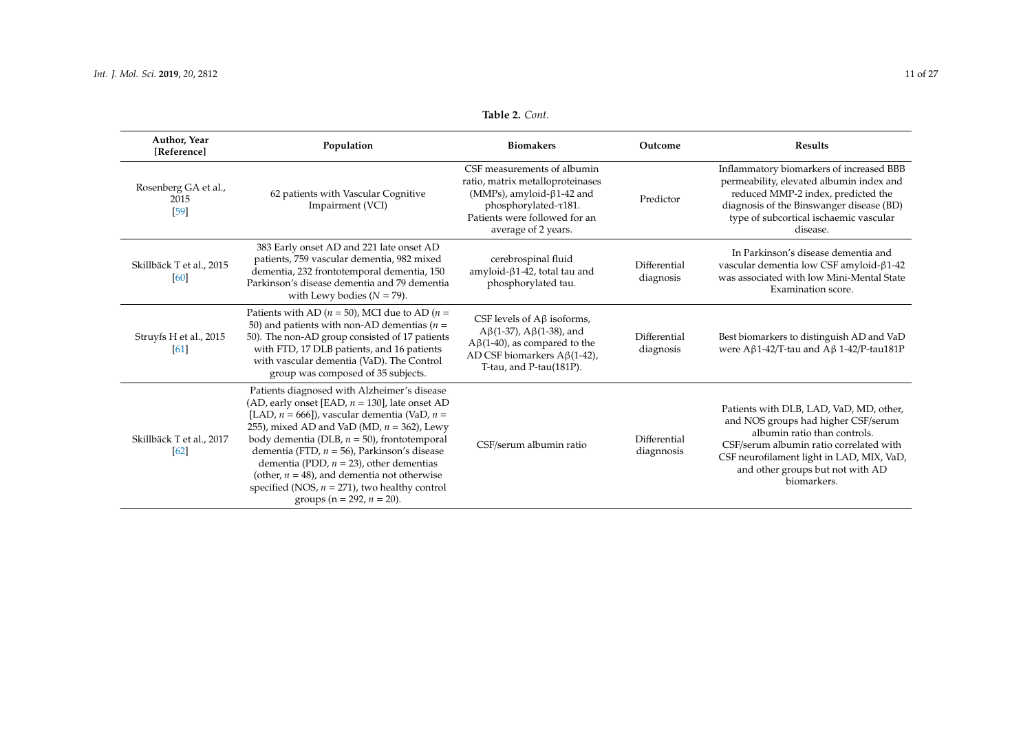**Table 2.** *Cont.*

| Author, Year [Reference] | Population | Biomakers | Outcome | Results |
|---|---|---|---|---|
| Rosenberg GA et al., 2015 [59] | 62 patients with Vascular Cognitive Impairment (VCI) | CSF measurements of albumin ratio, matrix metalloproteinases (MMPs), amyloid-β1-42 and phosphorylated-τ181. Patients were followed for an average of 2 years. | Predictor | Inflammatory biomarkers of increased BBB permeability, elevated albumin index and reduced MMP-2 index, predicted the diagnosis of the Binswanger disease (BD) type of subcortical ischaemic vascular disease. |
| Skillbäck T et al., 2015 [60] | 383 Early onset AD and 221 late onset AD patients, 759 vascular dementia, 982 mixed dementia, 232 frontotemporal dementia, 150 Parkinson's disease dementia and 79 dementia with Lewy bodies (*N* = 79). | cerebrospinal fluid amyloid-β1-42, total tau and phosphorylated tau. | Differential diagnosis | In Parkinson's disease dementia and vascular dementia low CSF amyloid-β1-42 was associated with low Mini-Mental State Examination score. |
| Struyfs H et al., 2015 [61] | Patients with AD (*n* = 50), MCI due to AD (*n* = 50) and patients with non-AD dementias (*n* = 50). The non-AD group consisted of 17 patients with FTD, 17 DLB patients, and 16 patients with vascular dementia (VaD). The Control group was composed of 35 subjects. | CSF levels of Aβ isoforms, Aβ(1-37), Aβ(1-38), and Aβ(1-40), as compared to the AD CSF biomarkers Aβ(1-42), T-tau, and P-tau(181P). | Differential diagnosis | Best biomarkers to distinguish AD and VaD were Aβ1-42/T-tau and Aβ 1-42/P-tau181P |
| Skillbäck T et al., 2017 [62] | Patients diagnosed with Alzheimer's disease (AD, early onset [EAD, *n* = 130], late onset AD [LAD, *n* = 666]), vascular dementia (VaD, *n* = 255), mixed AD and VaD (MD, *n* = 362), Lewy body dementia (DLB, *n* = 50), frontotemporal dementia (FTD, *n* = 56), Parkinson's disease dementia (PDD, *n* = 23), other dementias (other, *n* = 48), and dementia not otherwise specified (NOS, *n* = 271), two healthy control groups (n = 292, *n* = 20). | CSF/serum albumin ratio | Differential diagnnosis | Patients with DLB, LAD, VaD, MD, other, and NOS groups had higher CSF/serum albumin ratio than controls. CSF/serum albumin ratio correlated with CSF neurofilament light in LAD, MIX, VaD, and other groups but not with AD biomarkers. |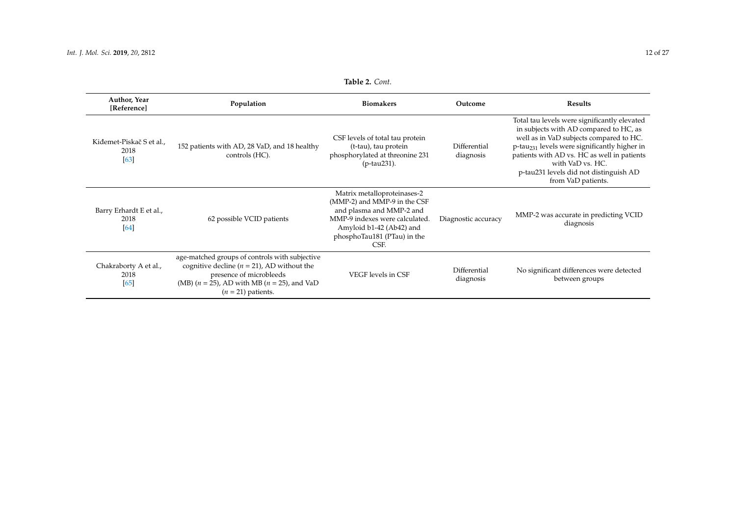**Table 2.** *Cont.*

| Author, Year [Reference] | Population | Biomakers | Outcome | Results |
|---|---|---|---|---|
| Kiđemet-Piskač S et al., 2018 [63] | 152 patients with AD, 28 VaD, and 18 healthy controls (HC). | CSF levels of total tau protein (t-tau), tau protein phosphorylated at threonine 231 (p-tau231). | Differential diagnosis | Total tau levels were significantly elevated in subjects with AD compared to HC, as well as in VaD subjects compared to HC. p-tau$_{231}$ levels were significantly higher in patients with AD vs. HC as well in patients with VaD vs. HC. p-tau231 levels did not distinguish AD from VaD patients. |
| Barry Erhardt E et al., 2018 [64] | 62 possible VCID patients | Matrix metalloproteinases-2 (MMP-2) and MMP-9 in the CSF and plasma and MMP-2 and MMP-9 indexes were calculated. Amyloid b1-42 (Ab42) and phosphoTau181 (PTau) in the CSF. | Diagnostic accuracy | MMP-2 was accurate in predicting VCID diagnosis |
| Chakraborty A et al., 2018 [65] | age-matched groups of controls with subjective cognitive decline (*n* = 21), AD without the presence of microbleeds (MB) (*n* = 25), AD with MB (*n* = 25), and VaD (*n* = 21) patients. | VEGF levels in CSF | Differential diagnosis | No significant differences were detected between groups |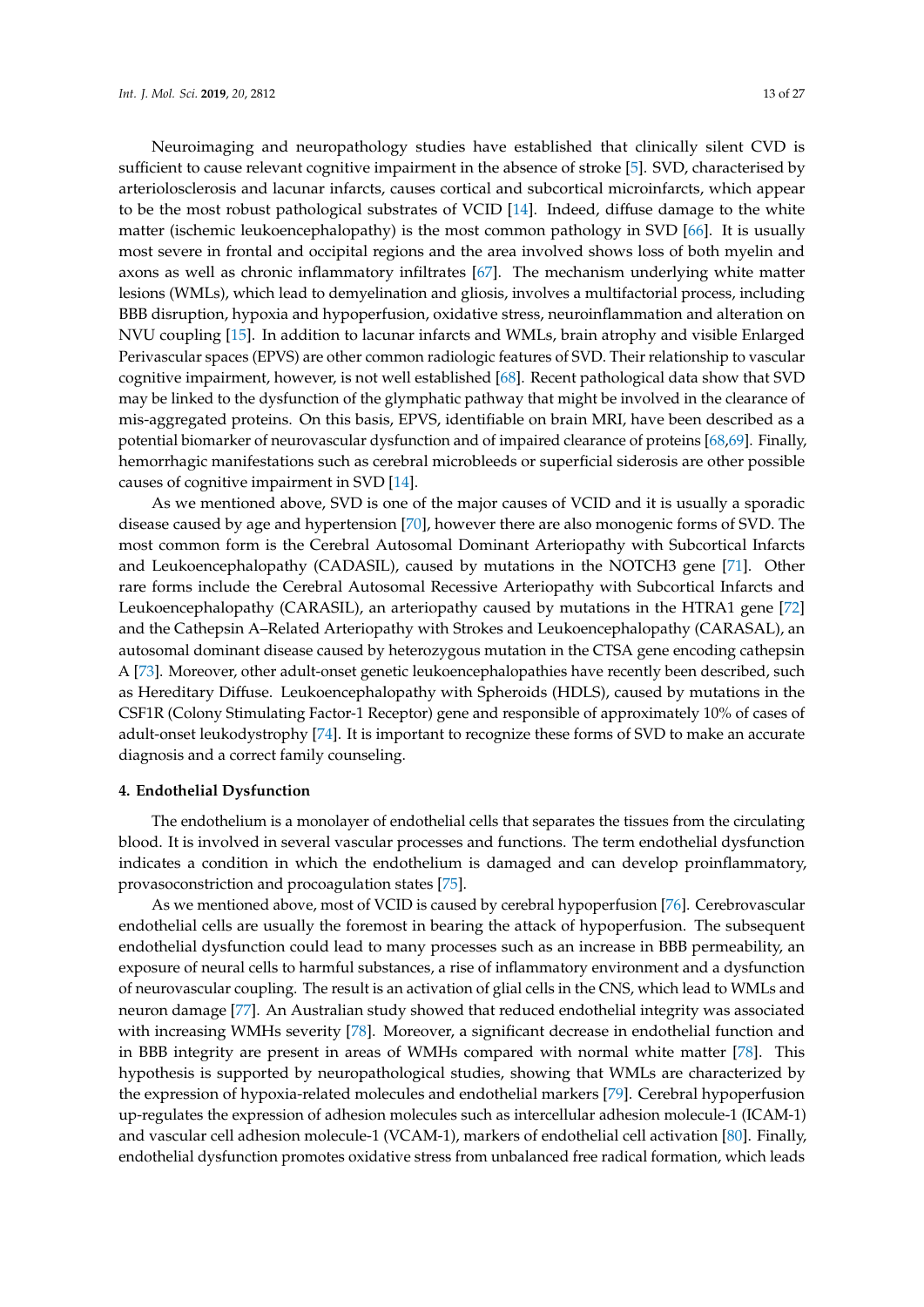Neuroimaging and neuropathology studies have established that clinically silent CVD is sufficient to cause relevant cognitive impairment in the absence of stroke [5]. SVD, characterised by arteriolosclerosis and lacunar infarcts, causes cortical and subcortical microinfarcts, which appear to be the most robust pathological substrates of VCID [14]. Indeed, diffuse damage to the white matter (ischemic leukoencephalopathy) is the most common pathology in SVD [66]. It is usually most severe in frontal and occipital regions and the area involved shows loss of both myelin and axons as well as chronic inflammatory infiltrates [67]. The mechanism underlying white matter lesions (WMLs), which lead to demyelination and gliosis, involves a multifactorial process, including BBB disruption, hypoxia and hypoperfusion, oxidative stress, neuroinflammation and alteration on NVU coupling [15]. In addition to lacunar infarcts and WMLs, brain atrophy and visible Enlarged Perivascular spaces (EPVS) are other common radiologic features of SVD. Their relationship to vascular cognitive impairment, however, is not well established [68]. Recent pathological data show that SVD may be linked to the dysfunction of the glymphatic pathway that might be involved in the clearance of mis-aggregated proteins. On this basis, EPVS, identifiable on brain MRI, have been described as a potential biomarker of neurovascular dysfunction and of impaired clearance of proteins [68,69]. Finally, hemorrhagic manifestations such as cerebral microbleeds or superficial siderosis are other possible causes of cognitive impairment in SVD [14].

As we mentioned above, SVD is one of the major causes of VCID and it is usually a sporadic disease caused by age and hypertension [70], however there are also monogenic forms of SVD. The most common form is the Cerebral Autosomal Dominant Arteriopathy with Subcortical Infarcts and Leukoencephalopathy (CADASIL), caused by mutations in the NOTCH3 gene [71]. Other rare forms include the Cerebral Autosomal Recessive Arteriopathy with Subcortical Infarcts and Leukoencephalopathy (CARASIL), an arteriopathy caused by mutations in the HTRA1 gene [72] and the Cathepsin A–Related Arteriopathy with Strokes and Leukoencephalopathy (CARASAL), an autosomal dominant disease caused by heterozygous mutation in the CTSA gene encoding cathepsin A [73]. Moreover, other adult-onset genetic leukoencephalopathies have recently been described, such as Hereditary Diffuse. Leukoencephalopathy with Spheroids (HDLS), caused by mutations in the CSF1R (Colony Stimulating Factor-1 Receptor) gene and responsible of approximately 10% of cases of adult-onset leukodystrophy [74]. It is important to recognize these forms of SVD to make an accurate diagnosis and a correct family counseling.

## 4. Endothelial Dysfunction

The endothelium is a monolayer of endothelial cells that separates the tissues from the circulating blood. It is involved in several vascular processes and functions. The term endothelial dysfunction indicates a condition in which the endothelium is damaged and can develop proinflammatory, provasoconstriction and procoagulation states [75].

As we mentioned above, most of VCID is caused by cerebral hypoperfusion [76]. Cerebrovascular endothelial cells are usually the foremost in bearing the attack of hypoperfusion. The subsequent endothelial dysfunction could lead to many processes such as an increase in BBB permeability, an exposure of neural cells to harmful substances, a rise of inflammatory environment and a dysfunction of neurovascular coupling. The result is an activation of glial cells in the CNS, which lead to WMLs and neuron damage [77]. An Australian study showed that reduced endothelial integrity was associated with increasing WMHs severity [78]. Moreover, a significant decrease in endothelial function and in BBB integrity are present in areas of WMHs compared with normal white matter [78]. This hypothesis is supported by neuropathological studies, showing that WMLs are characterized by the expression of hypoxia-related molecules and endothelial markers [79]. Cerebral hypoperfusion up-regulates the expression of adhesion molecules such as intercellular adhesion molecule-1 (ICAM-1) and vascular cell adhesion molecule-1 (VCAM-1), markers of endothelial cell activation [80]. Finally, endothelial dysfunction promotes oxidative stress from unbalanced free radical formation, which leads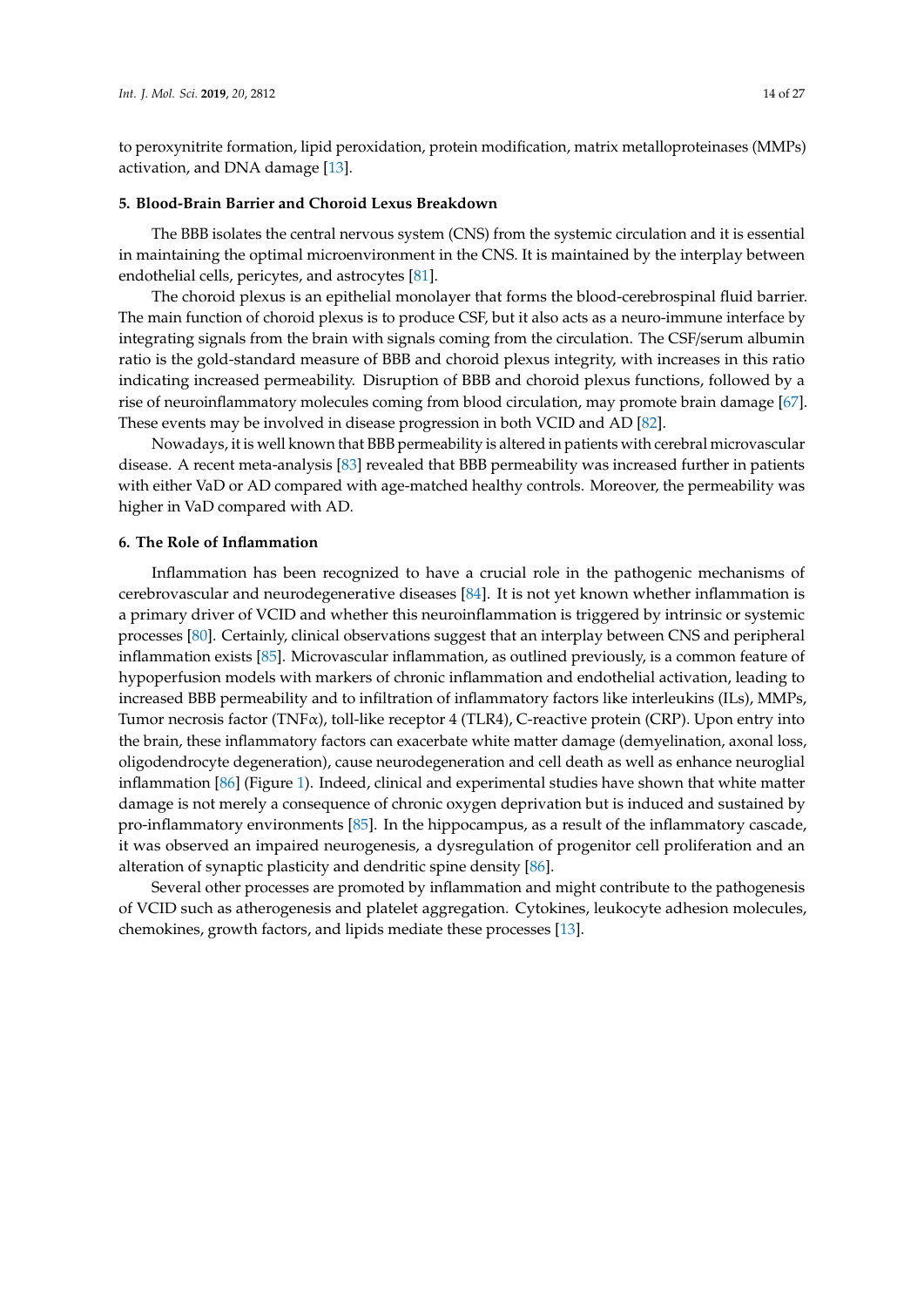to peroxynitrite formation, lipid peroxidation, protein modification, matrix metalloproteinases (MMPs) activation, and DNA damage [13].

## 5. Blood-Brain Barrier and Choroid Lexus Breakdown

The BBB isolates the central nervous system (CNS) from the systemic circulation and it is essential in maintaining the optimal microenvironment in the CNS. It is maintained by the interplay between endothelial cells, pericytes, and astrocytes [81].

The choroid plexus is an epithelial monolayer that forms the blood-cerebrospinal fluid barrier. The main function of choroid plexus is to produce CSF, but it also acts as a neuro-immune interface by integrating signals from the brain with signals coming from the circulation. The CSF/serum albumin ratio is the gold-standard measure of BBB and choroid plexus integrity, with increases in this ratio indicating increased permeability. Disruption of BBB and choroid plexus functions, followed by a rise of neuroinflammatory molecules coming from blood circulation, may promote brain damage [67]. These events may be involved in disease progression in both VCID and AD [82].

Nowadays, it is well known that BBB permeability is altered in patients with cerebral microvascular disease. A recent meta-analysis [83] revealed that BBB permeability was increased further in patients with either VaD or AD compared with age-matched healthy controls. Moreover, the permeability was higher in VaD compared with AD.

## 6. The Role of Inflammation

Inflammation has been recognized to have a crucial role in the pathogenic mechanisms of cerebrovascular and neurodegenerative diseases [84]. It is not yet known whether inflammation is a primary driver of VCID and whether this neuroinflammation is triggered by intrinsic or systemic processes [80]. Certainly, clinical observations suggest that an interplay between CNS and peripheral inflammation exists [85]. Microvascular inflammation, as outlined previously, is a common feature of hypoperfusion models with markers of chronic inflammation and endothelial activation, leading to increased BBB permeability and to infiltration of inflammatory factors like interleukins (ILs), MMPs, Tumor necrosis factor (TNFα), toll-like receptor 4 (TLR4), C-reactive protein (CRP). Upon entry into the brain, these inflammatory factors can exacerbate white matter damage (demyelination, axonal loss, oligodendrocyte degeneration), cause neurodegeneration and cell death as well as enhance neuroglial inflammation [86] (Figure 1). Indeed, clinical and experimental studies have shown that white matter damage is not merely a consequence of chronic oxygen deprivation but is induced and sustained by pro-inflammatory environments [85]. In the hippocampus, as a result of the inflammatory cascade, it was observed an impaired neurogenesis, a dysregulation of progenitor cell proliferation and an alteration of synaptic plasticity and dendritic spine density [86].

Several other processes are promoted by inflammation and might contribute to the pathogenesis of VCID such as atherogenesis and platelet aggregation. Cytokines, leukocyte adhesion molecules, chemokines, growth factors, and lipids mediate these processes [13].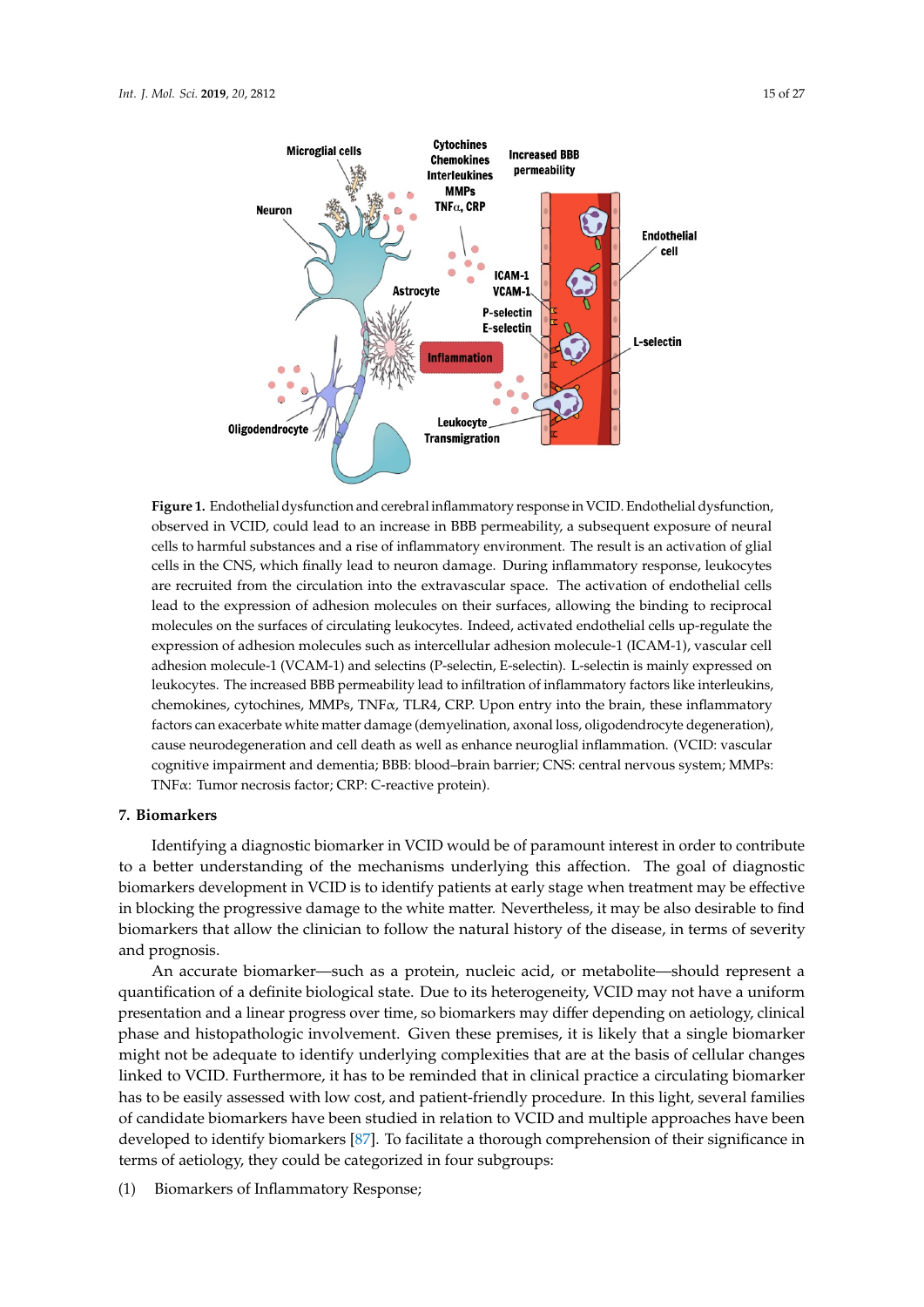**Figure 1.** Endothelial dysfunction and cerebral inflammatory response in VCID. Endothelial dysfunction, observed in VCID, could lead to an increase in BBB permeability, a subsequent exposure of neural cells to harmful substances and a rise of inflammatory environment. The result is an activation of glial cells in the CNS, which finally lead to neuron damage. During inflammatory response, leukocytes are recruited from the circulation into the extravascular space. The activation of endothelial cells lead to the expression of adhesion molecules on their surfaces, allowing the binding to reciprocal molecules on the surfaces of circulating leukocytes. Indeed, activated endothelial cells up-regulate the expression of adhesion molecules such as intercellular adhesion molecule-1 (ICAM-1), vascular cell adhesion molecule-1 (VCAM-1) and selectins (P-selectin, E-selectin). L-selectin is mainly expressed on leukocytes. The increased BBB permeability lead to infiltration of inflammatory factors like interleukins, chemokines, cytochines, MMPs, TNFα, TLR4, CRP. Upon entry into the brain, these inflammatory factors can exacerbate white matter damage (demyelination, axonal loss, oligodendrocyte degeneration), cause neurodegeneration and cell death as well as enhance neuroglial inflammation. (VCID: vascular cognitive impairment and dementia; BBB: blood–brain barrier; CNS: central nervous system; MMPs: TNFα: Tumor necrosis factor; CRP: C-reactive protein).

## 7. Biomarkers

Identifying a diagnostic biomarker in VCID would be of paramount interest in order to contribute to a better understanding of the mechanisms underlying this affection. The goal of diagnostic biomarkers development in VCID is to identify patients at early stage when treatment may be effective in blocking the progressive damage to the white matter. Nevertheless, it may be also desirable to find biomarkers that allow the clinician to follow the natural history of the disease, in terms of severity and prognosis.

An accurate biomarker—such as a protein, nucleic acid, or metabolite—should represent a quantification of a definite biological state. Due to its heterogeneity, VCID may not have a uniform presentation and a linear progress over time, so biomarkers may differ depending on aetiology, clinical phase and histopathologic involvement. Given these premises, it is likely that a single biomarker might not be adequate to identify underlying complexities that are at the basis of cellular changes linked to VCID. Furthermore, it has to be reminded that in clinical practice a circulating biomarker has to be easily assessed with low cost, and patient-friendly procedure. In this light, several families of candidate biomarkers have been studied in relation to VCID and multiple approaches have been developed to identify biomarkers [87]. To facilitate a thorough comprehension of their significance in terms of aetiology, they could be categorized in four subgroups:

(1) Biomarkers of Inflammatory Response;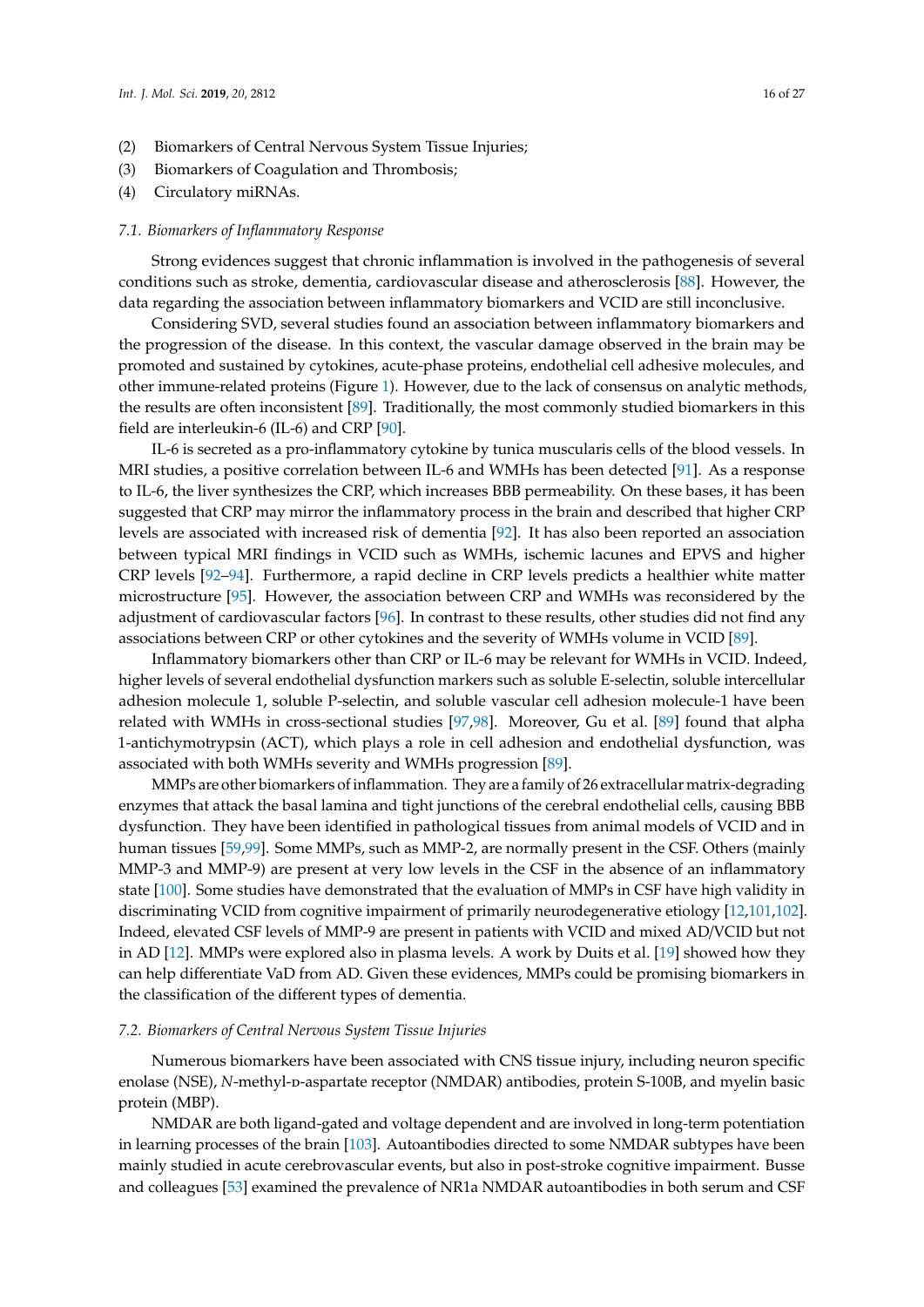(2) Biomarkers of Central Nervous System Tissue Injuries;
(3) Biomarkers of Coagulation and Thrombosis;
(4) Circulatory miRNAs.

### 7.1. Biomarkers of Inflammatory Response

Strong evidences suggest that chronic inflammation is involved in the pathogenesis of several conditions such as stroke, dementia, cardiovascular disease and atherosclerosis [88]. However, the data regarding the association between inflammatory biomarkers and VCID are still inconclusive.

Considering SVD, several studies found an association between inflammatory biomarkers and the progression of the disease. In this context, the vascular damage observed in the brain may be promoted and sustained by cytokines, acute-phase proteins, endothelial cell adhesive molecules, and other immune-related proteins (Figure 1). However, due to the lack of consensus on analytic methods, the results are often inconsistent [89]. Traditionally, the most commonly studied biomarkers in this field are interleukin-6 (IL-6) and CRP [90].

IL-6 is secreted as a pro-inflammatory cytokine by tunica muscularis cells of the blood vessels. In MRI studies, a positive correlation between IL-6 and WMHs has been detected [91]. As a response to IL-6, the liver synthesizes the CRP, which increases BBB permeability. On these bases, it has been suggested that CRP may mirror the inflammatory process in the brain and described that higher CRP levels are associated with increased risk of dementia [92]. It has also been reported an association between typical MRI findings in VCID such as WMHs, ischemic lacunes and EPVS and higher CRP levels [92–94]. Furthermore, a rapid decline in CRP levels predicts a healthier white matter microstructure [95]. However, the association between CRP and WMHs was reconsidered by the adjustment of cardiovascular factors [96]. In contrast to these results, other studies did not find any associations between CRP or other cytokines and the severity of WMHs volume in VCID [89].

Inflammatory biomarkers other than CRP or IL-6 may be relevant for WMHs in VCID. Indeed, higher levels of several endothelial dysfunction markers such as soluble E-selectin, soluble intercellular adhesion molecule 1, soluble P-selectin, and soluble vascular cell adhesion molecule-1 have been related with WMHs in cross-sectional studies [97,98]. Moreover, Gu et al. [89] found that alpha 1-antichymotrypsin (ACT), which plays a role in cell adhesion and endothelial dysfunction, was associated with both WMHs severity and WMHs progression [89].

MMPs are other biomarkers of inflammation. They are a family of 26 extracellular matrix-degrading enzymes that attack the basal lamina and tight junctions of the cerebral endothelial cells, causing BBB dysfunction. They have been identified in pathological tissues from animal models of VCID and in human tissues [59,99]. Some MMPs, such as MMP-2, are normally present in the CSF. Others (mainly MMP-3 and MMP-9) are present at very low levels in the CSF in the absence of an inflammatory state [100]. Some studies have demonstrated that the evaluation of MMPs in CSF have high validity in discriminating VCID from cognitive impairment of primarily neurodegenerative etiology [12,101,102]. Indeed, elevated CSF levels of MMP-9 are present in patients with VCID and mixed AD/VCID but not in AD [12]. MMPs were explored also in plasma levels. A work by Duits et al. [19] showed how they can help differentiate VaD from AD. Given these evidences, MMPs could be promising biomarkers in the classification of the different types of dementia.

### 7.2. Biomarkers of Central Nervous System Tissue Injuries

Numerous biomarkers have been associated with CNS tissue injury, including neuron specific enolase (NSE), *N*-methyl-D-aspartate receptor (NMDAR) antibodies, protein S-100B, and myelin basic protein (MBP).

NMDAR are both ligand-gated and voltage dependent and are involved in long-term potentiation in learning processes of the brain [103]. Autoantibodies directed to some NMDAR subtypes have been mainly studied in acute cerebrovascular events, but also in post-stroke cognitive impairment. Busse and colleagues [53] examined the prevalence of NR1a NMDAR autoantibodies in both serum and CSF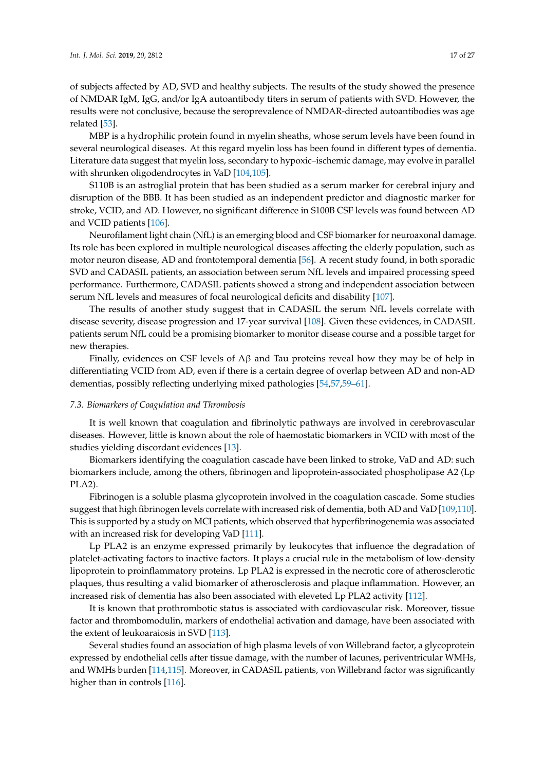of subjects affected by AD, SVD and healthy subjects. The results of the study showed the presence of NMDAR IgM, IgG, and/or IgA autoantibody titers in serum of patients with SVD. However, the results were not conclusive, because the seroprevalence of NMDAR-directed autoantibodies was age related [53].

MBP is a hydrophilic protein found in myelin sheaths, whose serum levels have been found in several neurological diseases. At this regard myelin loss has been found in different types of dementia. Literature data suggest that myelin loss, secondary to hypoxic–ischemic damage, may evolve in parallel with shrunken oligodendrocytes in VaD [104,105].

S110B is an astroglial protein that has been studied as a serum marker for cerebral injury and disruption of the BBB. It has been studied as an independent predictor and diagnostic marker for stroke, VCID, and AD. However, no significant difference in S100B CSF levels was found between AD and VCID patients [106].

Neurofilament light chain (NfL) is an emerging blood and CSF biomarker for neuroaxonal damage. Its role has been explored in multiple neurological diseases affecting the elderly population, such as motor neuron disease, AD and frontotemporal dementia [56]. A recent study found, in both sporadic SVD and CADASIL patients, an association between serum NfL levels and impaired processing speed performance. Furthermore, CADASIL patients showed a strong and independent association between serum NfL levels and measures of focal neurological deficits and disability [107].

The results of another study suggest that in CADASIL the serum NfL levels correlate with disease severity, disease progression and 17-year survival [108]. Given these evidences, in CADASIL patients serum NfL could be a promising biomarker to monitor disease course and a possible target for new therapies.

Finally, evidences on CSF levels of Aβ and Tau proteins reveal how they may be of help in differentiating VCID from AD, even if there is a certain degree of overlap between AD and non-AD dementias, possibly reflecting underlying mixed pathologies [54,57,59–61].

### *7.3. Biomarkers of Coagulation and Thrombosis*

It is well known that coagulation and fibrinolytic pathways are involved in cerebrovascular diseases. However, little is known about the role of haemostatic biomarkers in VCID with most of the studies yielding discordant evidences [13].

Biomarkers identifying the coagulation cascade have been linked to stroke, VaD and AD: such biomarkers include, among the others, fibrinogen and lipoprotein-associated phospholipase A2 (Lp PLA2).

Fibrinogen is a soluble plasma glycoprotein involved in the coagulation cascade. Some studies suggest that high fibrinogen levels correlate with increased risk of dementia, both AD and VaD [109,110]. This is supported by a study on MCI patients, which observed that hyperfibrinogenemia was associated with an increased risk for developing VaD [111].

Lp PLA2 is an enzyme expressed primarily by leukocytes that influence the degradation of platelet-activating factors to inactive factors. It plays a crucial rule in the metabolism of low-density lipoprotein to proinflammatory proteins. Lp PLA2 is expressed in the necrotic core of atherosclerotic plaques, thus resulting a valid biomarker of atherosclerosis and plaque inflammation. However, an increased risk of dementia has also been associated with eleveted Lp PLA2 activity [112].

It is known that prothrombotic status is associated with cardiovascular risk. Moreover, tissue factor and thrombomodulin, markers of endothelial activation and damage, have been associated with the extent of leukoaraiosis in SVD [113].

Several studies found an association of high plasma levels of von Willebrand factor, a glycoprotein expressed by endothelial cells after tissue damage, with the number of lacunes, periventricular WMHs, and WMHs burden [114,115]. Moreover, in CADASIL patients, von Willebrand factor was significantly higher than in controls [116].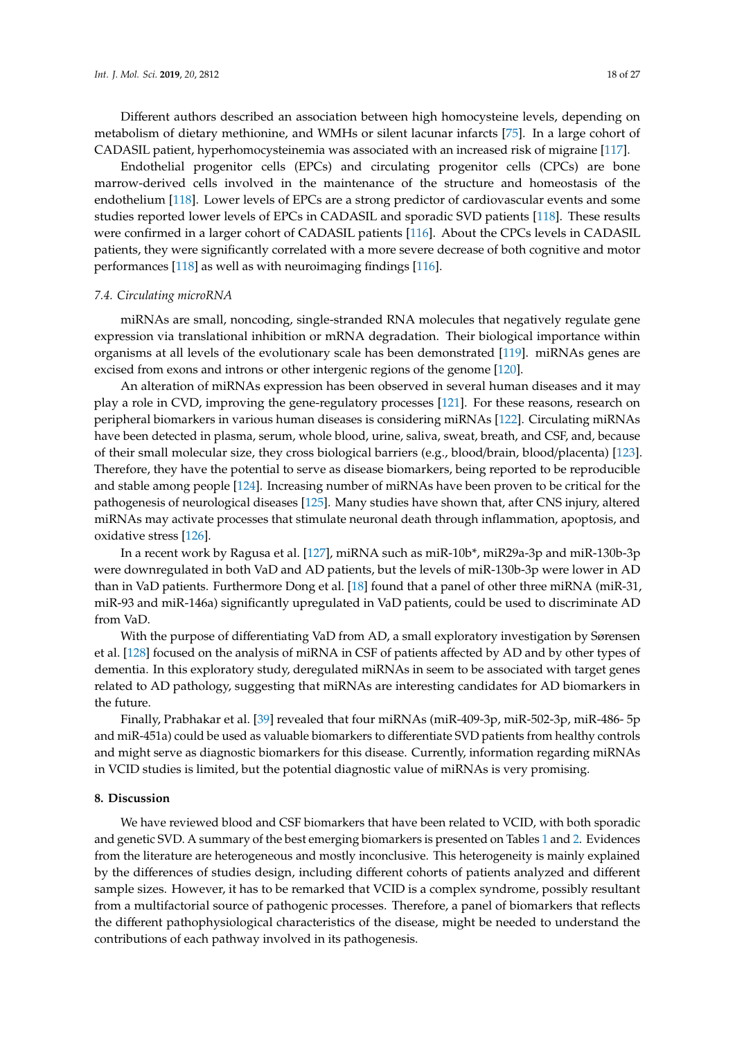Different authors described an association between high homocysteine levels, depending on metabolism of dietary methionine, and WMHs or silent lacunar infarcts [75]. In a large cohort of CADASIL patient, hyperhomocysteinemia was associated with an increased risk of migraine [117].

Endothelial progenitor cells (EPCs) and circulating progenitor cells (CPCs) are bone marrow-derived cells involved in the maintenance of the structure and homeostasis of the endothelium [118]. Lower levels of EPCs are a strong predictor of cardiovascular events and some studies reported lower levels of EPCs in CADASIL and sporadic SVD patients [118]. These results were confirmed in a larger cohort of CADASIL patients [116]. About the CPCs levels in CADASIL patients, they were significantly correlated with a more severe decrease of both cognitive and motor performances [118] as well as with neuroimaging findings [116].

### *7.4. Circulating microRNA*

miRNAs are small, noncoding, single-stranded RNA molecules that negatively regulate gene expression via translational inhibition or mRNA degradation. Their biological importance within organisms at all levels of the evolutionary scale has been demonstrated [119]. miRNAs genes are excised from exons and introns or other intergenic regions of the genome [120].

An alteration of miRNAs expression has been observed in several human diseases and it may play a role in CVD, improving the gene-regulatory processes [121]. For these reasons, research on peripheral biomarkers in various human diseases is considering miRNAs [122]. Circulating miRNAs have been detected in plasma, serum, whole blood, urine, saliva, sweat, breath, and CSF, and, because of their small molecular size, they cross biological barriers (e.g., blood/brain, blood/placenta) [123]. Therefore, they have the potential to serve as disease biomarkers, being reported to be reproducible and stable among people [124]. Increasing number of miRNAs have been proven to be critical for the pathogenesis of neurological diseases [125]. Many studies have shown that, after CNS injury, altered miRNAs may activate processes that stimulate neuronal death through inflammation, apoptosis, and oxidative stress [126].

In a recent work by Ragusa et al. [127], miRNA such as miR-10b*, miR29a-3p and miR-130b-3p were downregulated in both VaD and AD patients, but the levels of miR-130b-3p were lower in AD than in VaD patients. Furthermore Dong et al. [18] found that a panel of other three miRNA (miR-31, miR-93 and miR-146a) significantly upregulated in VaD patients, could be used to discriminate AD from VaD.

With the purpose of differentiating VaD from AD, a small exploratory investigation by Sørensen et al. [128] focused on the analysis of miRNA in CSF of patients affected by AD and by other types of dementia. In this exploratory study, deregulated miRNAs in seem to be associated with target genes related to AD pathology, suggesting that miRNAs are interesting candidates for AD biomarkers in the future.

Finally, Prabhakar et al. [39] revealed that four miRNAs (miR-409-3p, miR-502-3p, miR-486- 5p and miR-451a) could be used as valuable biomarkers to differentiate SVD patients from healthy controls and might serve as diagnostic biomarkers for this disease. Currently, information regarding miRNAs in VCID studies is limited, but the potential diagnostic value of miRNAs is very promising.

## 8. Discussion

We have reviewed blood and CSF biomarkers that have been related to VCID, with both sporadic and genetic SVD. A summary of the best emerging biomarkers is presented on Tables 1 and 2. Evidences from the literature are heterogeneous and mostly inconclusive. This heterogeneity is mainly explained by the differences of studies design, including different cohorts of patients analyzed and different sample sizes. However, it has to be remarked that VCID is a complex syndrome, possibly resultant from a multifactorial source of pathogenic processes. Therefore, a panel of biomarkers that reflects the different pathophysiological characteristics of the disease, might be needed to understand the contributions of each pathway involved in its pathogenesis.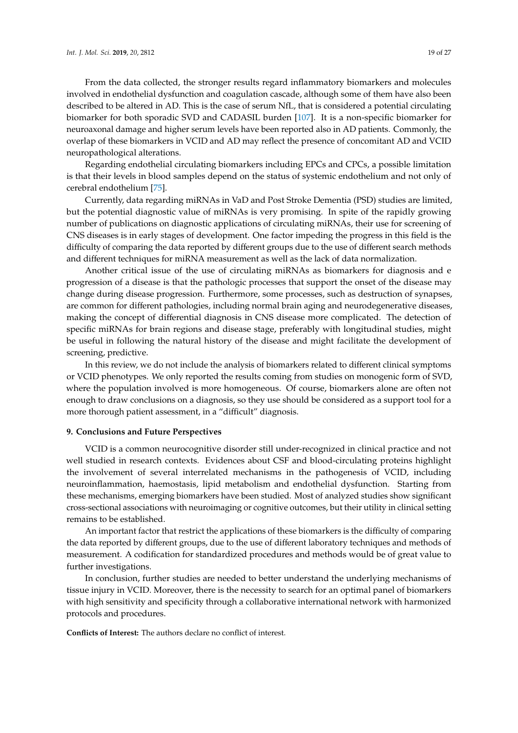From the data collected, the stronger results regard inflammatory biomarkers and molecules involved in endothelial dysfunction and coagulation cascade, although some of them have also been described to be altered in AD. This is the case of serum NfL, that is considered a potential circulating biomarker for both sporadic SVD and CADASIL burden [107]. It is a non-specific biomarker for neuroaxonal damage and higher serum levels have been reported also in AD patients. Commonly, the overlap of these biomarkers in VCID and AD may reflect the presence of concomitant AD and VCID neuropathological alterations.

Regarding endothelial circulating biomarkers including EPCs and CPCs, a possible limitation is that their levels in blood samples depend on the status of systemic endothelium and not only of cerebral endothelium [75].

Currently, data regarding miRNAs in VaD and Post Stroke Dementia (PSD) studies are limited, but the potential diagnostic value of miRNAs is very promising. In spite of the rapidly growing number of publications on diagnostic applications of circulating miRNAs, their use for screening of CNS diseases is in early stages of development. One factor impeding the progress in this field is the difficulty of comparing the data reported by different groups due to the use of different search methods and different techniques for miRNA measurement as well as the lack of data normalization.

Another critical issue of the use of circulating miRNAs as biomarkers for diagnosis and e progression of a disease is that the pathologic processes that support the onset of the disease may change during disease progression. Furthermore, some processes, such as destruction of synapses, are common for different pathologies, including normal brain aging and neurodegenerative diseases, making the concept of differential diagnosis in CNS disease more complicated. The detection of specific miRNAs for brain regions and disease stage, preferably with longitudinal studies, might be useful in following the natural history of the disease and might facilitate the development of screening, predictive.

In this review, we do not include the analysis of biomarkers related to different clinical symptoms or VCID phenotypes. We only reported the results coming from studies on monogenic form of SVD, where the population involved is more homogeneous. Of course, biomarkers alone are often not enough to draw conclusions on a diagnosis, so they use should be considered as a support tool for a more thorough patient assessment, in a "difficult" diagnosis.

## 9. Conclusions and Future Perspectives

VCID is a common neurocognitive disorder still under-recognized in clinical practice and not well studied in research contexts. Evidences about CSF and blood-circulating proteins highlight the involvement of several interrelated mechanisms in the pathogenesis of VCID, including neuroinflammation, haemostasis, lipid metabolism and endothelial dysfunction. Starting from these mechanisms, emerging biomarkers have been studied. Most of analyzed studies show significant cross-sectional associations with neuroimaging or cognitive outcomes, but their utility in clinical setting remains to be established.

An important factor that restrict the applications of these biomarkers is the difficulty of comparing the data reported by different groups, due to the use of different laboratory techniques and methods of measurement. A codification for standardized procedures and methods would be of great value to further investigations.

In conclusion, further studies are needed to better understand the underlying mechanisms of tissue injury in VCID. Moreover, there is the necessity to search for an optimal panel of biomarkers with high sensitivity and specificity through a collaborative international network with harmonized protocols and procedures.

**Conflicts of Interest:** The authors declare no conflict of interest.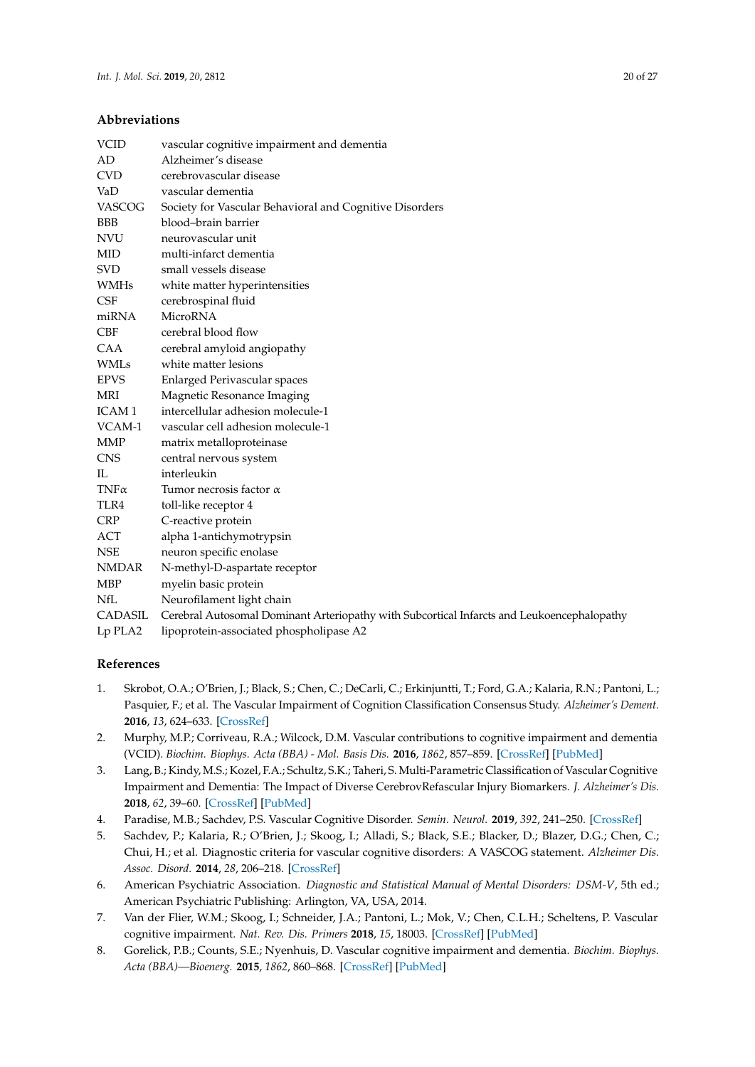## Abbreviations

| | |
|---|---|
| VCID | vascular cognitive impairment and dementia |
| AD | Alzheimer's disease |
| CVD | cerebrovascular disease |
| VaD | vascular dementia |
| VASCOG | Society for Vascular Behavioral and Cognitive Disorders |
| BBB | blood–brain barrier |
| NVU | neurovascular unit |
| MID | multi-infarct dementia |
| SVD | small vessels disease |
| WMHs | white matter hyperintensities |
| CSF | cerebrospinal fluid |
| miRNA | MicroRNA |
| CBF | cerebral blood flow |
| CAA | cerebral amyloid angiopathy |
| WMLs | white matter lesions |
| EPVS | Enlarged Perivascular spaces |
| MRI | Magnetic Resonance Imaging |
| ICAM 1 | intercellular adhesion molecule-1 |
| VCAM-1 | vascular cell adhesion molecule-1 |
| MMP | matrix metalloproteinase |
| CNS | central nervous system |
| IL | interleukin |
| TNFα | Tumor necrosis factor α |
| TLR4 | toll-like receptor 4 |
| CRP | C-reactive protein |
| ACT | alpha 1-antichymotrypsin |
| NSE | neuron specific enolase |
| NMDAR | N-methyl-D-aspartate receptor |
| MBP | myelin basic protein |
| NfL | Neurofilament light chain |
| CADASIL | Cerebral Autosomal Dominant Arteriopathy with Subcortical Infarcts and Leukoencephalopathy |
| Lp PLA2 | lipoprotein-associated phospholipase A2 |

## References

1. Skrobot, O.A.; O'Brien, J.; Black, S.; Chen, C.; DeCarli, C.; Erkinjuntti, T.; Ford, G.A.; Kalaria, R.N.; Pantoni, L.; Pasquier, F.; et al. The Vascular Impairment of Cognition Classification Consensus Study. *Alzheimer's Dement.* **2016**, *13*, 624–633. [CrossRef]
2. Murphy, M.P.; Corriveau, R.A.; Wilcock, D.M. Vascular contributions to cognitive impairment and dementia (VCID). *Biochim. Biophys. Acta (BBA) - Mol. Basis Dis.* **2016**, *1862*, 857–859. [CrossRef] [PubMed]
3. Lang, B.; Kindy, M.S.; Kozel, F.A.; Schultz, S.K.; Taheri, S. Multi-Parametric Classification of Vascular Cognitive Impairment and Dementia: The Impact of Diverse CerebrovRefascular Injury Biomarkers. *J. Alzheimer's Dis.* **2018**, *62*, 39–60. [CrossRef] [PubMed]
4. Paradise, M.B.; Sachdev, P.S. Vascular Cognitive Disorder. *Semin. Neurol.* **2019**, *392*, 241–250. [CrossRef]
5. Sachdev, P.; Kalaria, R.; O'Brien, J.; Skoog, I.; Alladi, S.; Black, S.E.; Blacker, D.; Blazer, D.G.; Chen, C.; Chui, H.; et al. Diagnostic criteria for vascular cognitive disorders: A VASCOG statement. *Alzheimer Dis. Assoc. Disord.* **2014**, *28*, 206–218. [CrossRef]
6. American Psychiatric Association. *Diagnostic and Statistical Manual of Mental Disorders: DSM-V*, 5th ed.; American Psychiatric Publishing: Arlington, VA, USA, 2014.
7. Van der Flier, W.M.; Skoog, I.; Schneider, J.A.; Pantoni, L.; Mok, V.; Chen, C.L.H.; Scheltens, P. Vascular cognitive impairment. *Nat. Rev. Dis. Primers* **2018**, *15*, 18003. [CrossRef] [PubMed]
8. Gorelick, P.B.; Counts, S.E.; Nyenhuis, D. Vascular cognitive impairment and dementia. *Biochim. Biophys. Acta (BBA)—Bioenerg.* **2015**, *1862*, 860–868. [CrossRef] [PubMed]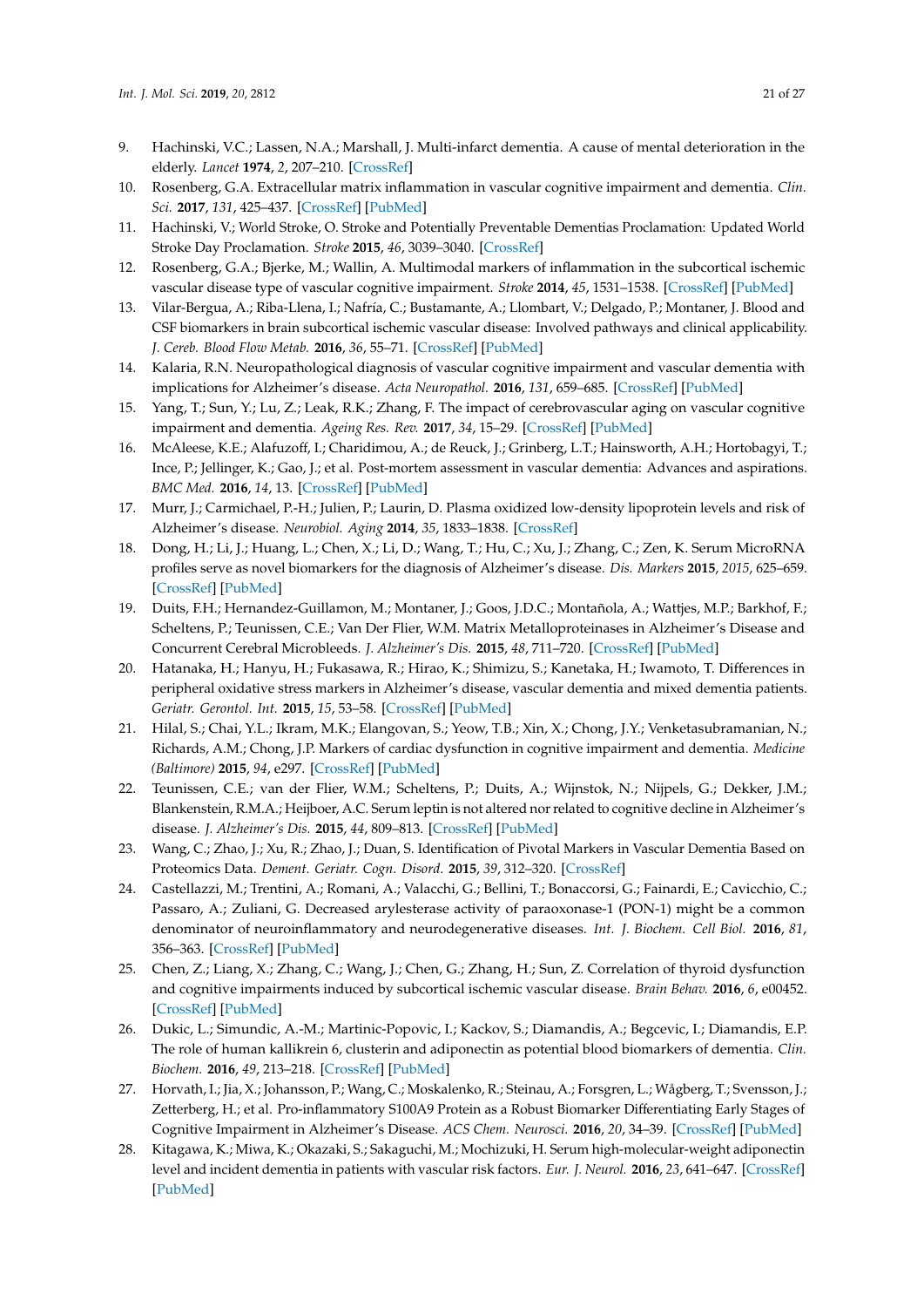9. Hachinski, V.C.; Lassen, N.A.; Marshall, J. Multi-infarct dementia. A cause of mental deterioration in the elderly. *Lancet* **1974**, *2*, 207–210. [CrossRef]
10. Rosenberg, G.A. Extracellular matrix inflammation in vascular cognitive impairment and dementia. *Clin. Sci.* **2017**, *131*, 425–437. [CrossRef] [PubMed]
11. Hachinski, V.; World Stroke, O. Stroke and Potentially Preventable Dementias Proclamation: Updated World Stroke Day Proclamation. *Stroke* **2015**, *46*, 3039–3040. [CrossRef]
12. Rosenberg, G.A.; Bjerke, M.; Wallin, A. Multimodal markers of inflammation in the subcortical ischemic vascular disease type of vascular cognitive impairment. *Stroke* **2014**, *45*, 1531–1538. [CrossRef] [PubMed]
13. Vilar-Bergua, A.; Riba-Llena, I.; Nafría, C.; Bustamante, A.; Llombart, V.; Delgado, P.; Montaner, J. Blood and CSF biomarkers in brain subcortical ischemic vascular disease: Involved pathways and clinical applicability. *J. Cereb. Blood Flow Metab.* **2016**, *36*, 55–71. [CrossRef] [PubMed]
14. Kalaria, R.N. Neuropathological diagnosis of vascular cognitive impairment and vascular dementia with implications for Alzheimer's disease. *Acta Neuropathol.* **2016**, *131*, 659–685. [CrossRef] [PubMed]
15. Yang, T.; Sun, Y.; Lu, Z.; Leak, R.K.; Zhang, F. The impact of cerebrovascular aging on vascular cognitive impairment and dementia. *Ageing Res. Rev.* **2017**, *34*, 15–29. [CrossRef] [PubMed]
16. McAleese, K.E.; Alafuzoff, I.; Charidimou, A.; de Reuck, J.; Grinberg, L.T.; Hainsworth, A.H.; Hortobagyi, T.; Ince, P.; Jellinger, K.; Gao, J.; et al. Post-mortem assessment in vascular dementia: Advances and aspirations. *BMC Med.* **2016**, *14*, 13. [CrossRef] [PubMed]
17. Murr, J.; Carmichael, P.-H.; Julien, P.; Laurin, D. Plasma oxidized low-density lipoprotein levels and risk of Alzheimer's disease. *Neurobiol. Aging* **2014**, *35*, 1833–1838. [CrossRef]
18. Dong, H.; Li, J.; Huang, L.; Chen, X.; Li, D.; Wang, T.; Hu, C.; Xu, J.; Zhang, C.; Zen, K. Serum MicroRNA profiles serve as novel biomarkers for the diagnosis of Alzheimer's disease. *Dis. Markers* **2015**, *2015*, 625–659. [CrossRef] [PubMed]
19. Duits, F.H.; Hernandez-Guillamon, M.; Montaner, J.; Goos, J.D.C.; Montañola, A.; Wattjes, M.P.; Barkhof, F.; Scheltens, P.; Teunissen, C.E.; Van Der Flier, W.M. Matrix Metalloproteinases in Alzheimer's Disease and Concurrent Cerebral Microbleeds. *J. Alzheimer's Dis.* **2015**, *48*, 711–720. [CrossRef] [PubMed]
20. Hatanaka, H.; Hanyu, H.; Fukasawa, R.; Hirao, K.; Shimizu, S.; Kanetaka, H.; Iwamoto, T. Differences in peripheral oxidative stress markers in Alzheimer's disease, vascular dementia and mixed dementia patients. *Geriatr. Gerontol. Int.* **2015**, *15*, 53–58. [CrossRef] [PubMed]
21. Hilal, S.; Chai, Y.L.; Ikram, M.K.; Elangovan, S.; Yeow, T.B.; Xin, X.; Chong, J.Y.; Venketasubramanian, N.; Richards, A.M.; Chong, J.P. Markers of cardiac dysfunction in cognitive impairment and dementia. *Medicine (Baltimore)* **2015**, *94*, e297. [CrossRef] [PubMed]
22. Teunissen, C.E.; van der Flier, W.M.; Scheltens, P.; Duits, A.; Wijnstok, N.; Nijpels, G.; Dekker, J.M.; Blankenstein, R.M.A.; Heijboer, A.C. Serum leptin is not altered nor related to cognitive decline in Alzheimer's disease. *J. Alzheimer's Dis.* **2015**, *44*, 809–813. [CrossRef] [PubMed]
23. Wang, C.; Zhao, J.; Xu, R.; Zhao, J.; Duan, S. Identification of Pivotal Markers in Vascular Dementia Based on Proteomics Data. *Dement. Geriatr. Cogn. Disord.* **2015**, *39*, 312–320. [CrossRef]
24. Castellazzi, M.; Trentini, A.; Romani, A.; Valacchi, G.; Bellini, T.; Bonaccorsi, G.; Fainardi, E.; Cavicchio, C.; Passaro, A.; Zuliani, G. Decreased arylesterase activity of paraoxonase-1 (PON-1) might be a common denominator of neuroinflammatory and neurodegenerative diseases. *Int. J. Biochem. Cell Biol.* **2016**, *81*, 356–363. [CrossRef] [PubMed]
25. Chen, Z.; Liang, X.; Zhang, C.; Wang, J.; Chen, G.; Zhang, H.; Sun, Z. Correlation of thyroid dysfunction and cognitive impairments induced by subcortical ischemic vascular disease. *Brain Behav.* **2016**, *6*, e00452. [CrossRef] [PubMed]
26. Dukic, L.; Simundic, A.-M.; Martinic-Popovic, I.; Kackov, S.; Diamandis, A.; Begcevic, I.; Diamandis, E.P. The role of human kallikrein 6, clusterin and adiponectin as potential blood biomarkers of dementia. *Clin. Biochem.* **2016**, *49*, 213–218. [CrossRef] [PubMed]
27. Horvath, I.; Jia, X.; Johansson, P.; Wang, C.; Moskalenko, R.; Steinau, A.; Forsgren, L.; Wågberg, T.; Svensson, J.; Zetterberg, H.; et al. Pro-inflammatory S100A9 Protein as a Robust Biomarker Differentiating Early Stages of Cognitive Impairment in Alzheimer's Disease. *ACS Chem. Neurosci.* **2016**, *20*, 34–39. [CrossRef] [PubMed]
28. Kitagawa, K.; Miwa, K.; Okazaki, S.; Sakaguchi, M.; Mochizuki, H. Serum high-molecular-weight adiponectin level and incident dementia in patients with vascular risk factors. *Eur. J. Neurol.* **2016**, *23*, 641–647. [CrossRef] [PubMed]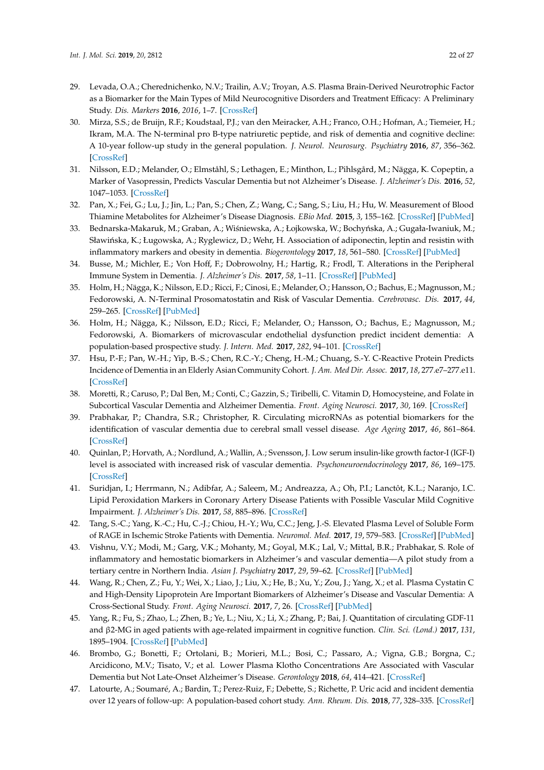29. Levada, O.A.; Cherednichenko, N.V.; Trailin, A.V.; Troyan, A.S. Plasma Brain-Derived Neurotrophic Factor as a Biomarker for the Main Types of Mild Neurocognitive Disorders and Treatment Efficacy: A Preliminary Study. *Dis. Markers* **2016**, *2016*, 1–7. [CrossRef]
30. Mirza, S.S.; de Bruijn, R.F.; Koudstaal, P.J.; van den Meiracker, A.H.; Franco, O.H.; Hofman, A.; Tiemeier, H.; Ikram, M.A. The N-terminal pro B-type natriuretic peptide, and risk of dementia and cognitive decline: A 10-year follow-up study in the general population. *J. Neurol. Neurosurg. Psychiatry* **2016**, *87*, 356–362. [CrossRef]
31. Nilsson, E.D.; Melander, O.; Elmståhl, S.; Lethagen, E.; Minthon, L.; Pihlsgård, M.; Nägga, K. Copeptin, a Marker of Vasopressin, Predicts Vascular Dementia but not Alzheimer's Disease. *J. Alzheimer's Dis.* **2016**, *52*, 1047–1053. [CrossRef]
32. Pan, X.; Fei, G.; Lu, J.; Jin, L.; Pan, S.; Chen, Z.; Wang, C.; Sang, S.; Liu, H.; Hu, W. Measurement of Blood Thiamine Metabolites for Alzheimer's Disease Diagnosis. *EBio Med.* **2015**, *3*, 155–162. [CrossRef] [PubMed]
33. Bednarska-Makaruk, M.; Graban, A.; Wiśniewska, A.; Łojkowska, W.; Bochyńska, A.; Gugała-Iwaniuk, M.; Sławińska, K.; Ługowska, A.; Ryglewicz, D.; Wehr, H. Association of adiponectin, leptin and resistin with inflammatory markers and obesity in dementia. *Biogerontology* **2017**, *18*, 561–580. [CrossRef] [PubMed]
34. Busse, M.; Michler, E.; Von Hoff, F.; Dobrowolny, H.; Hartig, R.; Frodl, T. Alterations in the Peripheral Immune System in Dementia. *J. Alzheimer's Dis.* **2017**, *58*, 1–11. [CrossRef] [PubMed]
35. Holm, H.; Nägga, K.; Nilsson, E.D.; Ricci, F.; Cinosi, E.; Melander, O.; Hansson, O.; Bachus, E.; Magnusson, M.; Fedorowski, A. N-Terminal Prosomatostatin and Risk of Vascular Dementia. *Cerebrovasc. Dis.* **2017**, *44*, 259–265. [CrossRef] [PubMed]
36. Holm, H.; Nägga, K.; Nilsson, E.D.; Ricci, F.; Melander, O.; Hansson, O.; Bachus, E.; Magnusson, M.; Fedorowski, A. Biomarkers of microvascular endothelial dysfunction predict incident dementia: A population-based prospective study. *J. Intern. Med.* **2017**, *282*, 94–101. [CrossRef]
37. Hsu, P.-F.; Pan, W.-H.; Yip, B.-S.; Chen, R.C.-Y.; Cheng, H.-M.; Chuang, S.-Y. C-Reactive Protein Predicts Incidence of Dementia in an Elderly Asian Community Cohort. *J. Am. Med Dir. Assoc.* **2017**, *18*, 277.e7–277.e11. [CrossRef]
38. Moretti, R.; Caruso, P.; Dal Ben, M.; Conti, C.; Gazzin, S.; Tiribelli, C. Vitamin D, Homocysteine, and Folate in Subcortical Vascular Dementia and Alzheimer Dementia. *Front. Aging Neurosci.* **2017**, *30*, 169. [CrossRef]
39. Prabhakar, P.; Chandra, S.R.; Christopher, R. Circulating microRNAs as potential biomarkers for the identification of vascular dementia due to cerebral small vessel disease. *Age Ageing* **2017**, *46*, 861–864. [CrossRef]
40. Quinlan, P.; Horvath, A.; Nordlund, A.; Wallin, A.; Svensson, J. Low serum insulin-like growth factor-I (IGF-I) level is associated with increased risk of vascular dementia. *Psychoneuroendocrinology* **2017**, *86*, 169–175. [CrossRef]
41. Suridjan, I.; Herrmann, N.; Adibfar, A.; Saleem, M.; Andreazza, A.; Oh, P.I.; Lanctôt, K.L.; Naranjo, I.C. Lipid Peroxidation Markers in Coronary Artery Disease Patients with Possible Vascular Mild Cognitive Impairment. *J. Alzheimer's Dis.* **2017**, *58*, 885–896. [CrossRef]
42. Tang, S.-C.; Yang, K.-C.; Hu, C.-J.; Chiou, H.-Y.; Wu, C.C.; Jeng, J.-S. Elevated Plasma Level of Soluble Form of RAGE in Ischemic Stroke Patients with Dementia. *Neuromol. Med.* **2017**, *19*, 579–583. [CrossRef] [PubMed]
43. Vishnu, V.Y.; Modi, M.; Garg, V.K.; Mohanty, M.; Goyal, M.K.; Lal, V.; Mittal, B.R.; Prabhakar, S. Role of inflammatory and hemostatic biomarkers in Alzheimer's and vascular dementia—A pilot study from a tertiary centre in Northern India. *Asian J. Psychiatry* **2017**, *29*, 59–62. [CrossRef] [PubMed]
44. Wang, R.; Chen, Z.; Fu, Y.; Wei, X.; Liao, J.; Liu, X.; He, B.; Xu, Y.; Zou, J.; Yang, X.; et al. Plasma Cystatin C and High-Density Lipoprotein Are Important Biomarkers of Alzheimer's Disease and Vascular Dementia: A Cross-Sectional Study. *Front. Aging Neurosci.* **2017**, *7*, 26. [CrossRef] [PubMed]
45. Yang, R.; Fu, S.; Zhao, L.; Zhen, B.; Ye, L.; Niu, X.; Li, X.; Zhang, P.; Bai, J. Quantitation of circulating GDF-11 and β2-MG in aged patients with age-related impairment in cognitive function. *Clin. Sci. (Lond.)* **2017**, *131*, 1895–1904. [CrossRef] [PubMed]
46. Brombo, G.; Bonetti, F.; Ortolani, B.; Morieri, M.L.; Bosi, C.; Passaro, A.; Vigna, G.B.; Borgna, C.; Arcidicono, M.V.; Tisato, V.; et al. Lower Plasma Klotho Concentrations Are Associated with Vascular Dementia but Not Late-Onset Alzheimer's Disease. *Gerontology* **2018**, *64*, 414–421. [CrossRef]
47. Latourte, A.; Soumaré, A.; Bardin, T.; Perez-Ruiz, F.; Debette, S.; Richette, P. Uric acid and incident dementia over 12 years of follow-up: A population-based cohort study. *Ann. Rheum. Dis.* **2018**, *77*, 328–335. [CrossRef]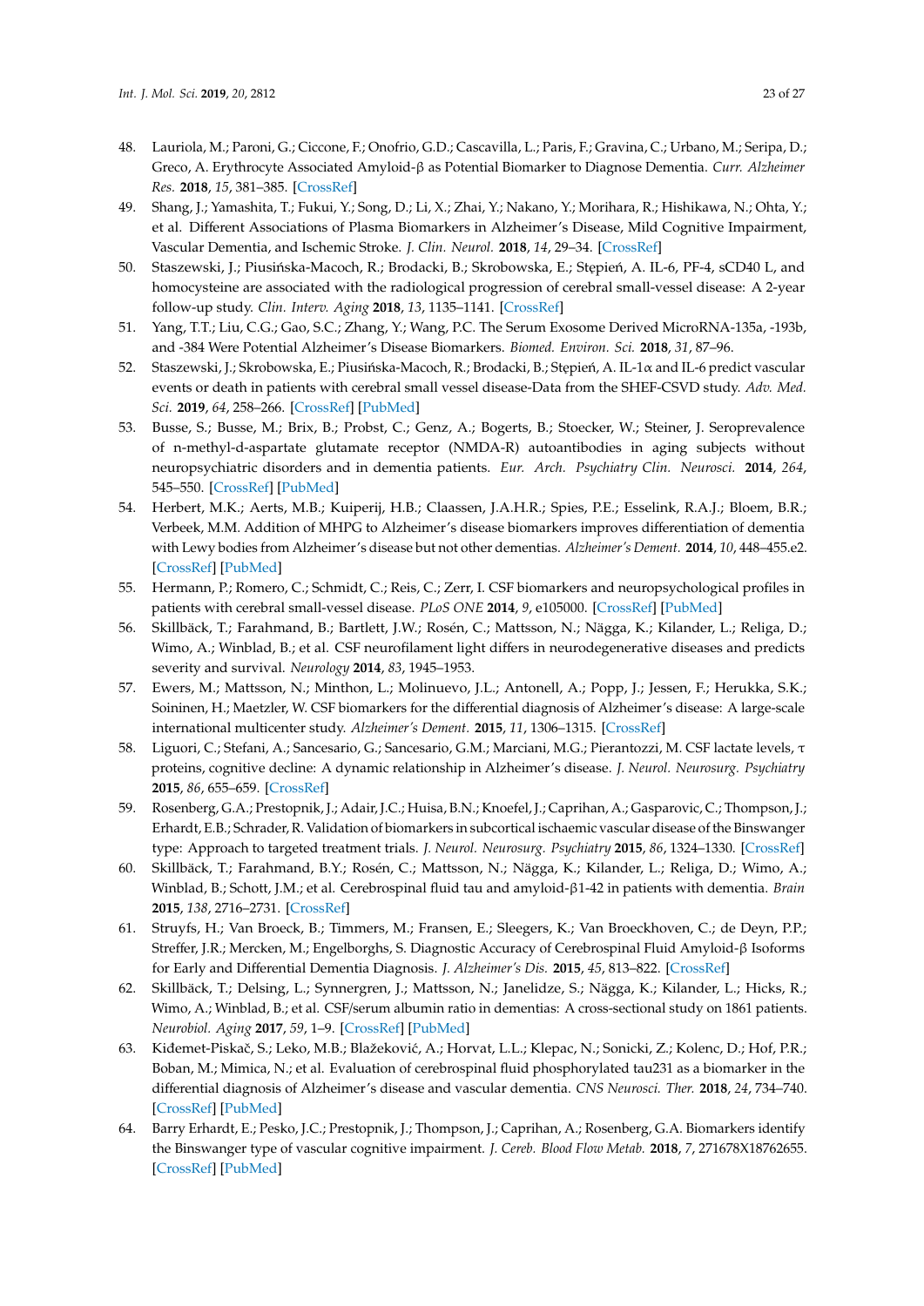48. Lauriola, M.; Paroni, G.; Ciccone, F.; Onofrio, G.D.; Cascavilla, L.; Paris, F.; Gravina, C.; Urbano, M.; Seripa, D.; Greco, A. Erythrocyte Associated Amyloid-β as Potential Biomarker to Diagnose Dementia. *Curr. Alzheimer Res.* **2018**, *15*, 381–385. [CrossRef]
49. Shang, J.; Yamashita, T.; Fukui, Y.; Song, D.; Li, X.; Zhai, Y.; Nakano, Y.; Morihara, R.; Hishikawa, N.; Ohta, Y.; et al. Different Associations of Plasma Biomarkers in Alzheimer's Disease, Mild Cognitive Impairment, Vascular Dementia, and Ischemic Stroke. *J. Clin. Neurol.* **2018**, *14*, 29–34. [CrossRef]
50. Staszewski, J.; Piusińska-Macoch, R.; Brodacki, B.; Skrobowska, E.; Stępień, A. IL-6, PF-4, sCD40 L, and homocysteine are associated with the radiological progression of cerebral small-vessel disease: A 2-year follow-up study. *Clin. Interv. Aging* **2018**, *13*, 1135–1141. [CrossRef]
51. Yang, T.T.; Liu, C.G.; Gao, S.C.; Zhang, Y.; Wang, P.C. The Serum Exosome Derived MicroRNA-135a, -193b, and -384 Were Potential Alzheimer's Disease Biomarkers. *Biomed. Environ. Sci.* **2018**, *31*, 87–96.
52. Staszewski, J.; Skrobowska, E.; Piusińska-Macoch, R.; Brodacki, B.; Stępień, A. IL-1α and IL-6 predict vascular events or death in patients with cerebral small vessel disease-Data from the SHEF-CSVD study. *Adv. Med. Sci.* **2019**, *64*, 258–266. [CrossRef] [PubMed]
53. Busse, S.; Busse, M.; Brix, B.; Probst, C.; Genz, A.; Bogerts, B.; Stoecker, W.; Steiner, J. Seroprevalence of n-methyl-d-aspartate glutamate receptor (NMDA-R) autoantibodies in aging subjects without neuropsychiatric disorders and in dementia patients. *Eur. Arch. Psychiatry Clin. Neurosci.* **2014**, *264*, 545–550. [CrossRef] [PubMed]
54. Herbert, M.K.; Aerts, M.B.; Kuiperij, H.B.; Claassen, J.A.H.R.; Spies, P.E.; Esselink, R.A.J.; Bloem, B.R.; Verbeek, M.M. Addition of MHPG to Alzheimer's disease biomarkers improves differentiation of dementia with Lewy bodies from Alzheimer's disease but not other dementias. *Alzheimer's Dement.* **2014**, *10*, 448–455.e2. [CrossRef] [PubMed]
55. Hermann, P.; Romero, C.; Schmidt, C.; Reis, C.; Zerr, I. CSF biomarkers and neuropsychological profiles in patients with cerebral small-vessel disease. *PLoS ONE* **2014**, *9*, e105000. [CrossRef] [PubMed]
56. Skillbäck, T.; Farahmand, B.; Bartlett, J.W.; Rosén, C.; Mattsson, N.; Nägga, K.; Kilander, L.; Religa, D.; Wimo, A.; Winblad, B.; et al. CSF neurofilament light differs in neurodegenerative diseases and predicts severity and survival. *Neurology* **2014**, *83*, 1945–1953.
57. Ewers, M.; Mattsson, N.; Minthon, L.; Molinuevo, J.L.; Antonell, A.; Popp, J.; Jessen, F.; Herukka, S.K.; Soininen, H.; Maetzler, W. CSF biomarkers for the differential diagnosis of Alzheimer's disease: A large-scale international multicenter study. *Alzheimer's Dement.* **2015**, *11*, 1306–1315. [CrossRef]
58. Liguori, C.; Stefani, A.; Sancesario, G.; Sancesario, G.M.; Marciani, M.G.; Pierantozzi, M. CSF lactate levels, τ proteins, cognitive decline: A dynamic relationship in Alzheimer's disease. *J. Neurol. Neurosurg. Psychiatry* **2015**, *86*, 655–659. [CrossRef]
59. Rosenberg, G.A.; Prestopnik, J.; Adair, J.C.; Huisa, B.N.; Knoefel, J.; Caprihan, A.; Gasparovic, C.; Thompson, J.; Erhardt, E.B.; Schrader, R. Validation of biomarkers in subcortical ischaemic vascular disease of the Binswanger type: Approach to targeted treatment trials. *J. Neurol. Neurosurg. Psychiatry* **2015**, *86*, 1324–1330. [CrossRef]
60. Skillbäck, T.; Farahmand, B.Y.; Rosén, C.; Mattsson, N.; Nägga, K.; Kilander, L.; Religa, D.; Wimo, A.; Winblad, B.; Schott, J.M.; et al. Cerebrospinal fluid tau and amyloid-β1-42 in patients with dementia. *Brain* **2015**, *138*, 2716–2731. [CrossRef]
61. Struyfs, H.; Van Broeck, B.; Timmers, M.; Fransen, E.; Sleegers, K.; Van Broeckhoven, C.; de Deyn, P.P.; Streffer, J.R.; Mercken, M.; Engelborghs, S. Diagnostic Accuracy of Cerebrospinal Fluid Amyloid-β Isoforms for Early and Differential Dementia Diagnosis. *J. Alzheimer's Dis.* **2015**, *45*, 813–822. [CrossRef]
62. Skillbäck, T.; Delsing, L.; Synnergren, J.; Mattsson, N.; Janelidze, S.; Nägga, K.; Kilander, L.; Hicks, R.; Wimo, A.; Winblad, B.; et al. CSF/serum albumin ratio in dementias: A cross-sectional study on 1861 patients. *Neurobiol. Aging* **2017**, *59*, 1–9. [CrossRef] [PubMed]
63. Kiđemet-Piskač, S.; Leko, M.B.; Blažeković, A.; Horvat, L.L.; Klepac, N.; Sonicki, Z.; Kolenc, D.; Hof, P.R.; Boban, M.; Mimica, N.; et al. Evaluation of cerebrospinal fluid phosphorylated tau231 as a biomarker in the differential diagnosis of Alzheimer's disease and vascular dementia. *CNS Neurosci. Ther.* **2018**, *24*, 734–740. [CrossRef] [PubMed]
64. Barry Erhardt, E.; Pesko, J.C.; Prestopnik, J.; Thompson, J.; Caprihan, A.; Rosenberg, G.A. Biomarkers identify the Binswanger type of vascular cognitive impairment. *J. Cereb. Blood Flow Metab.* **2018**, *7*, 271678X18762655. [CrossRef] [PubMed]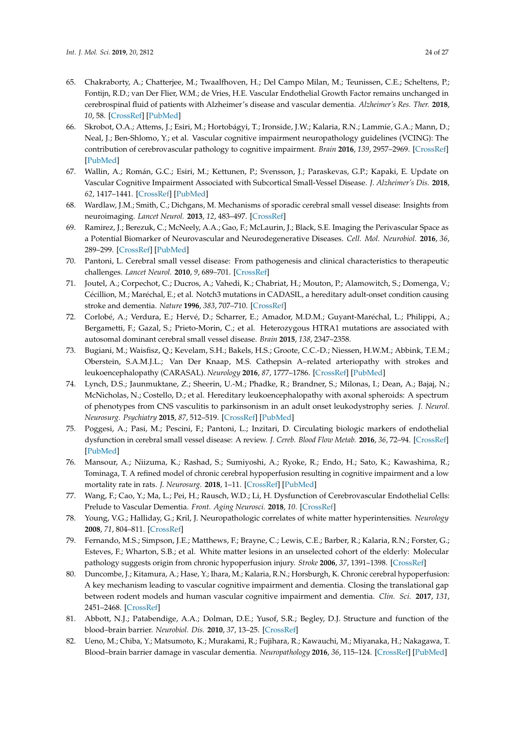65. Chakraborty, A.; Chatterjee, M.; Twaalfhoven, H.; Del Campo Milan, M.; Teunissen, C.E.; Scheltens, P.; Fontijn, R.D.; van Der Flier, W.M.; de Vries, H.E. Vascular Endothelial Growth Factor remains unchanged in cerebrospinal fluid of patients with Alzheimer's disease and vascular dementia. *Alzheimer's Res. Ther.* **2018**, *10*, 58. [CrossRef] [PubMed]
66. Skrobot, O.A.; Attems, J.; Esiri, M.; Hortobágyi, T.; Ironside, J.W.; Kalaria, R.N.; Lammie, G.A.; Mann, D.; Neal, J.; Ben-Shlomo, Y.; et al. Vascular cognitive impairment neuropathology guidelines (VCING): The contribution of cerebrovascular pathology to cognitive impairment. *Brain* **2016**, *139*, 2957–2969. [CrossRef] [PubMed]
67. Wallin, A.; Román, G.C.; Esiri, M.; Kettunen, P.; Svensson, J.; Paraskevas, G.P.; Kapaki, E. Update on Vascular Cognitive Impairment Associated with Subcortical Small-Vessel Disease. *J. Alzheimer's Dis.* **2018**, *62*, 1417–1441. [CrossRef] [PubMed]
68. Wardlaw, J.M.; Smith, C.; Dichgans, M. Mechanisms of sporadic cerebral small vessel disease: Insights from neuroimaging. *Lancet Neurol.* **2013**, *12*, 483–497. [CrossRef]
69. Ramirez, J.; Berezuk, C.; McNeely, A.A.; Gao, F.; McLaurin, J.; Black, S.E. Imaging the Perivascular Space as a Potential Biomarker of Neurovascular and Neurodegenerative Diseases. *Cell. Mol. Neurobiol.* **2016**, *36*, 289–299. [CrossRef] [PubMed]
70. Pantoni, L. Cerebral small vessel disease: From pathogenesis and clinical characteristics to therapeutic challenges. *Lancet Neurol.* **2010**, *9*, 689–701. [CrossRef]
71. Joutel, A.; Corpechot, C.; Ducros, A.; Vahedi, K.; Chabriat, H.; Mouton, P.; Alamowitch, S.; Domenga, V.; Cécillion, M.; Maréchal, E.; et al. Notch3 mutations in CADASIL, a hereditary adult-onset condition causing stroke and dementia. *Nature* **1996**, *383*, 707–710. [CrossRef]
72. Corlobé, A.; Verdura, E.; Hervé, D.; Scharrer, E.; Amador, M.D.M.; Guyant-Maréchal, L.; Philippi, A.; Bergametti, F.; Gazal, S.; Prieto-Morin, C.; et al. Heterozygous HTRA1 mutations are associated with autosomal dominant cerebral small vessel disease. *Brain* **2015**, *138*, 2347–2358.
73. Bugiani, M.; Waisfisz, Q.; Kevelam, S.H.; Bakels, H.S.; Groote, C.C.-D.; Niessen, H.W.M.; Abbink, T.E.M.; Oberstein, S.A.M.J.L.; Van Der Knaap, M.S. Cathepsin A–related arteriopathy with strokes and leukoencephalopathy (CARASAL). *Neurology* **2016**, *87*, 1777–1786. [CrossRef] [PubMed]
74. Lynch, D.S.; Jaunmuktane, Z.; Sheerin, U.-M.; Phadke, R.; Brandner, S.; Milonas, I.; Dean, A.; Bajaj, N.; McNicholas, N.; Costello, D.; et al. Hereditary leukoencephalopathy with axonal spheroids: A spectrum of phenotypes from CNS vasculitis to parkinsonism in an adult onset leukodystrophy series. *J. Neurol. Neurosurg. Psychiatry* **2015**, *87*, 512–519. [CrossRef] [PubMed]
75. Poggesi, A.; Pasi, M.; Pescini, F.; Pantoni, L.; Inzitari, D. Circulating biologic markers of endothelial dysfunction in cerebral small vessel disease: A review. *J. Cereb. Blood Flow Metab.* **2016**, *36*, 72–94. [CrossRef] [PubMed]
76. Mansour, A.; Niizuma, K.; Rashad, S.; Sumiyoshi, A.; Ryoke, R.; Endo, H.; Sato, K.; Kawashima, R.; Tominaga, T. A refined model of chronic cerebral hypoperfusion resulting in cognitive impairment and a low mortality rate in rats. *J. Neurosurg.* **2018**, 1–11. [CrossRef] [PubMed]
77. Wang, F.; Cao, Y.; Ma, L.; Pei, H.; Rausch, W.D.; Li, H. Dysfunction of Cerebrovascular Endothelial Cells: Prelude to Vascular Dementia. *Front. Aging Neurosci.* **2018**, *10*. [CrossRef]
78. Young, V.G.; Halliday, G.; Kril, J. Neuropathologic correlates of white matter hyperintensities. *Neurology* **2008**, *71*, 804–811. [CrossRef]
79. Fernando, M.S.; Simpson, J.E.; Matthews, F.; Brayne, C.; Lewis, C.E.; Barber, R.; Kalaria, R.N.; Forster, G.; Esteves, F.; Wharton, S.B.; et al. White matter lesions in an unselected cohort of the elderly: Molecular pathology suggests origin from chronic hypoperfusion injury. *Stroke* **2006**, *37*, 1391–1398. [CrossRef]
80. Duncombe, J.; Kitamura, A.; Hase, Y.; Ihara, M.; Kalaria, R.N.; Horsburgh, K. Chronic cerebral hypoperfusion: A key mechanism leading to vascular cognitive impairment and dementia. Closing the translational gap between rodent models and human vascular cognitive impairment and dementia. *Clin. Sci.* **2017**, *131*, 2451–2468. [CrossRef]
81. Abbott, N.J.; Patabendige, A.A.; Dolman, D.E.; Yusof, S.R.; Begley, D.J. Structure and function of the blood–brain barrier. *Neurobiol. Dis.* **2010**, *37*, 13–25. [CrossRef]
82. Ueno, M.; Chiba, Y.; Matsumoto, K.; Murakami, R.; Fujihara, R.; Kawauchi, M.; Miyanaka, H.; Nakagawa, T. Blood–brain barrier damage in vascular dementia. *Neuropathology* **2016**, *36*, 115–124. [CrossRef] [PubMed]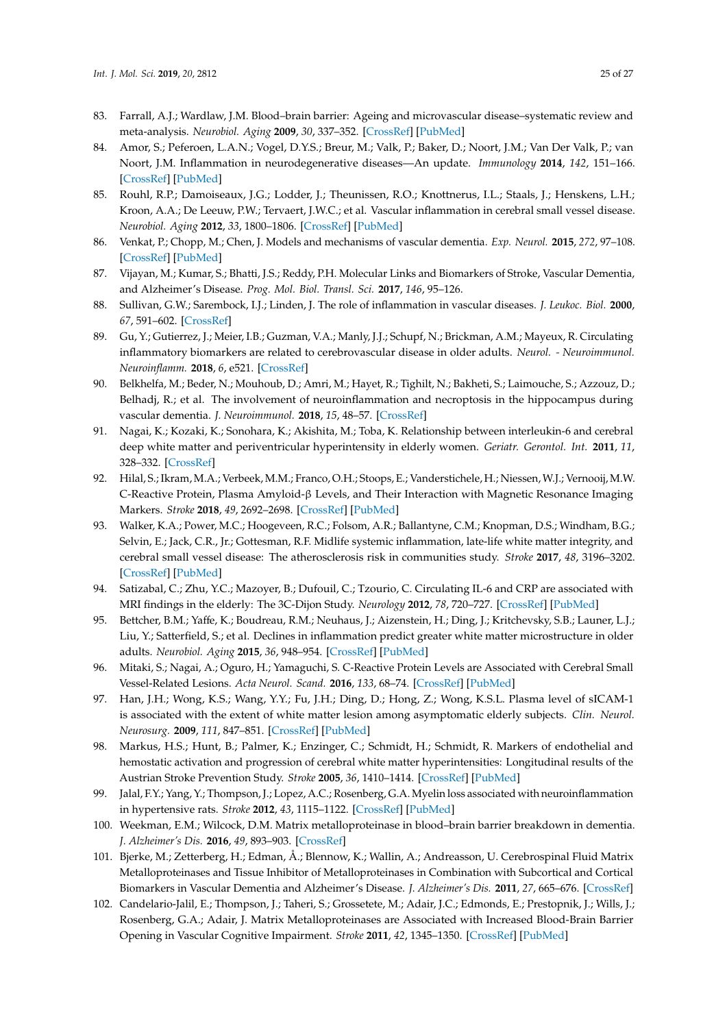83. Farrall, A.J.; Wardlaw, J.M. Blood–brain barrier: Ageing and microvascular disease–systematic review and meta-analysis. *Neurobiol. Aging* **2009**, *30*, 337–352. [CrossRef] [PubMed]
84. Amor, S.; Peferoen, L.A.N.; Vogel, D.Y.S.; Breur, M.; Valk, P.; Baker, D.; Noort, J.M.; Van Der Valk, P.; van Noort, J.M. Inflammation in neurodegenerative diseases—An update. *Immunology* **2014**, *142*, 151–166. [CrossRef] [PubMed]
85. Rouhl, R.P.; Damoiseaux, J.G.; Lodder, J.; Theunissen, R.O.; Knottnerus, I.L.; Staals, J.; Henskens, L.H.; Kroon, A.A.; De Leeuw, P.W.; Tervaert, J.W.C.; et al. Vascular inflammation in cerebral small vessel disease. *Neurobiol. Aging* **2012**, *33*, 1800–1806. [CrossRef] [PubMed]
86. Venkat, P.; Chopp, M.; Chen, J. Models and mechanisms of vascular dementia. *Exp. Neurol.* **2015**, *272*, 97–108. [CrossRef] [PubMed]
87. Vijayan, M.; Kumar, S.; Bhatti, J.S.; Reddy, P.H. Molecular Links and Biomarkers of Stroke, Vascular Dementia, and Alzheimer's Disease. *Prog. Mol. Biol. Transl. Sci.* **2017**, *146*, 95–126.
88. Sullivan, G.W.; Sarembock, I.J.; Linden, J. The role of inflammation in vascular diseases. *J. Leukoc. Biol.* **2000**, *67*, 591–602. [CrossRef]
89. Gu, Y.; Gutierrez, J.; Meier, I.B.; Guzman, V.A.; Manly, J.J.; Schupf, N.; Brickman, A.M.; Mayeux, R. Circulating inflammatory biomarkers are related to cerebrovascular disease in older adults. *Neurol. - Neuroimmunol. Neuroinflamm.* **2018**, *6*, e521. [CrossRef]
90. Belkhelfa, M.; Beder, N.; Mouhoub, D.; Amri, M.; Hayet, R.; Tighilt, N.; Bakheti, S.; Laimouche, S.; Azzouz, D.; Belhadj, R.; et al. The involvement of neuroinflammation and necroptosis in the hippocampus during vascular dementia. *J. Neuroimmunol.* **2018**, *15*, 48–57. [CrossRef]
91. Nagai, K.; Kozaki, K.; Sonohara, K.; Akishita, M.; Toba, K. Relationship between interleukin-6 and cerebral deep white matter and periventricular hyperintensity in elderly women. *Geriatr. Gerontol. Int.* **2011**, *11*, 328–332. [CrossRef]
92. Hilal, S.; Ikram, M.A.; Verbeek, M.M.; Franco, O.H.; Stoops, E.; Vanderstichele, H.; Niessen, W.J.; Vernooij, M.W. C-Reactive Protein, Plasma Amyloid-β Levels, and Their Interaction with Magnetic Resonance Imaging Markers. *Stroke* **2018**, *49*, 2692–2698. [CrossRef] [PubMed]
93. Walker, K.A.; Power, M.C.; Hoogeveen, R.C.; Folsom, A.R.; Ballantyne, C.M.; Knopman, D.S.; Windham, B.G.; Selvin, E.; Jack, C.R., Jr.; Gottesman, R.F. Midlife systemic inflammation, late-life white matter integrity, and cerebral small vessel disease: The atherosclerosis risk in communities study. *Stroke* **2017**, *48*, 3196–3202. [CrossRef] [PubMed]
94. Satizabal, C.; Zhu, Y.C.; Mazoyer, B.; Dufouil, C.; Tzourio, C. Circulating IL-6 and CRP are associated with MRI findings in the elderly: The 3C-Dijon Study. *Neurology* **2012**, *78*, 720–727. [CrossRef] [PubMed]
95. Bettcher, B.M.; Yaffe, K.; Boudreau, R.M.; Neuhaus, J.; Aizenstein, H.; Ding, J.; Kritchevsky, S.B.; Launer, L.J.; Liu, Y.; Satterfield, S.; et al. Declines in inflammation predict greater white matter microstructure in older adults. *Neurobiol. Aging* **2015**, *36*, 948–954. [CrossRef] [PubMed]
96. Mitaki, S.; Nagai, A.; Oguro, H.; Yamaguchi, S. C-Reactive Protein Levels are Associated with Cerebral Small Vessel-Related Lesions. *Acta Neurol. Scand.* **2016**, *133*, 68–74. [CrossRef] [PubMed]
97. Han, J.H.; Wong, K.S.; Wang, Y.Y.; Fu, J.H.; Ding, D.; Hong, Z.; Wong, K.S.L. Plasma level of sICAM-1 is associated with the extent of white matter lesion among asymptomatic elderly subjects. *Clin. Neurol. Neurosurg.* **2009**, *111*, 847–851. [CrossRef] [PubMed]
98. Markus, H.S.; Hunt, B.; Palmer, K.; Enzinger, C.; Schmidt, H.; Schmidt, R. Markers of endothelial and hemostatic activation and progression of cerebral white matter hyperintensities: Longitudinal results of the Austrian Stroke Prevention Study. *Stroke* **2005**, *36*, 1410–1414. [CrossRef] [PubMed]
99. Jalal, F.Y.; Yang, Y.; Thompson, J.; Lopez, A.C.; Rosenberg, G.A. Myelin loss associated with neuroinflammation in hypertensive rats. *Stroke* **2012**, *43*, 1115–1122. [CrossRef] [PubMed]
100. Weekman, E.M.; Wilcock, D.M. Matrix metalloproteinase in blood–brain barrier breakdown in dementia. *J. Alzheimer's Dis.* **2016**, *49*, 893–903. [CrossRef]
101. Bjerke, M.; Zetterberg, H.; Edman, Å.; Blennow, K.; Wallin, A.; Andreasson, U. Cerebrospinal Fluid Matrix Metalloproteinases and Tissue Inhibitor of Metalloproteinases in Combination with Subcortical and Cortical Biomarkers in Vascular Dementia and Alzheimer's Disease. *J. Alzheimer's Dis.* **2011**, *27*, 665–676. [CrossRef]
102. Candelario-Jalil, E.; Thompson, J.; Taheri, S.; Grossetete, M.; Adair, J.C.; Edmonds, E.; Prestopnik, J.; Wills, J.; Rosenberg, G.A.; Adair, J. Matrix Metalloproteinases are Associated with Increased Blood-Brain Barrier Opening in Vascular Cognitive Impairment. *Stroke* **2011**, *42*, 1345–1350. [CrossRef] [PubMed]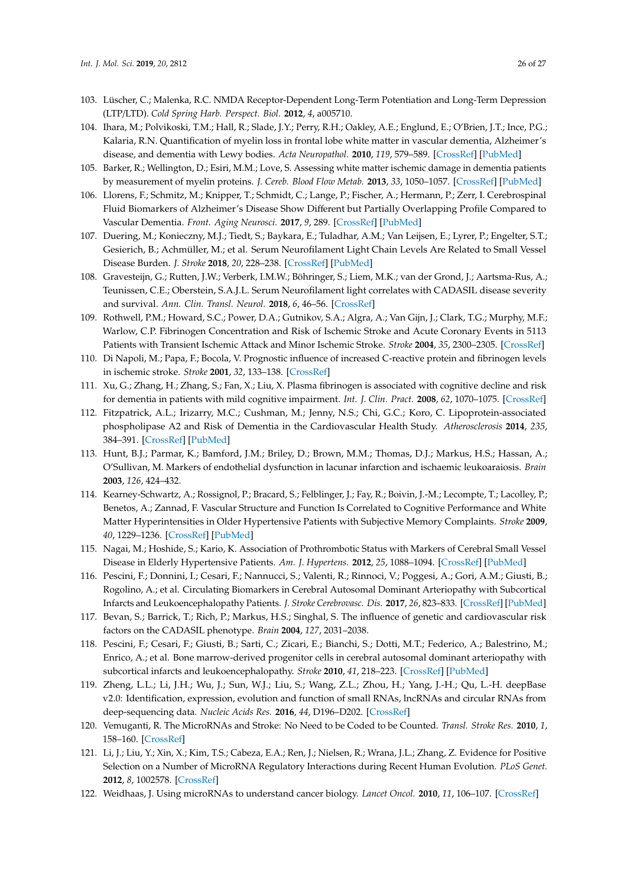103. Lüscher, C.; Malenka, R.C. NMDA Receptor-Dependent Long-Term Potentiation and Long-Term Depression (LTP/LTD). *Cold Spring Harb. Perspect. Biol.* **2012**, *4*, a005710.
104. Ihara, M.; Polvikoski, T.M.; Hall, R.; Slade, J.Y.; Perry, R.H.; Oakley, A.E.; Englund, E.; O'Brien, J.T.; Ince, P.G.; Kalaria, R.N. Quantification of myelin loss in frontal lobe white matter in vascular dementia, Alzheimer's disease, and dementia with Lewy bodies. *Acta Neuropathol.* **2010**, *119*, 579–589. [CrossRef] [PubMed]
105. Barker, R.; Wellington, D.; Esiri, M.M.; Love, S. Assessing white matter ischemic damage in dementia patients by measurement of myelin proteins. *J. Cereb. Blood Flow Metab.* **2013**, *33*, 1050–1057. [CrossRef] [PubMed]
106. Llorens, F.; Schmitz, M.; Knipper, T.; Schmidt, C.; Lange, P.; Fischer, A.; Hermann, P.; Zerr, I. Cerebrospinal Fluid Biomarkers of Alzheimer's Disease Show Different but Partially Overlapping Profile Compared to Vascular Dementia. *Front. Aging Neurosci.* **2017**, *9*, 289. [CrossRef] [PubMed]
107. Duering, M.; Konieczny, M.J.; Tiedt, S.; Baykara, E.; Tuladhar, A.M.; Van Leijsen, E.; Lyrer, P.; Engelter, S.T.; Gesierich, B.; Achmüller, M.; et al. Serum Neurofilament Light Chain Levels Are Related to Small Vessel Disease Burden. *J. Stroke* **2018**, *20*, 228–238. [CrossRef] [PubMed]
108. Gravesteijn, G.; Rutten, J.W.; Verberk, I.M.W.; Böhringer, S.; Liem, M.K.; van der Grond, J.; Aartsma-Rus, A.; Teunissen, C.E.; Oberstein, S.A.J.L. Serum Neurofilament light correlates with CADASIL disease severity and survival. *Ann. Clin. Transl. Neurol.* **2018**, *6*, 46–56. [CrossRef]
109. Rothwell, P.M.; Howard, S.C.; Power, D.A.; Gutnikov, S.A.; Algra, A.; Van Gijn, J.; Clark, T.G.; Murphy, M.F.; Warlow, C.P. Fibrinogen Concentration and Risk of Ischemic Stroke and Acute Coronary Events in 5113 Patients with Transient Ischemic Attack and Minor Ischemic Stroke. *Stroke* **2004**, *35*, 2300–2305. [CrossRef]
110. Di Napoli, M.; Papa, F.; Bocola, V. Prognostic influence of increased C-reactive protein and fibrinogen levels in ischemic stroke. *Stroke* **2001**, *32*, 133–138. [CrossRef]
111. Xu, G.; Zhang, H.; Zhang, S.; Fan, X.; Liu, X. Plasma fibrinogen is associated with cognitive decline and risk for dementia in patients with mild cognitive impairment. *Int. J. Clin. Pract.* **2008**, *62*, 1070–1075. [CrossRef]
112. Fitzpatrick, A.L.; Irizarry, M.C.; Cushman, M.; Jenny, N.S.; Chi, G.C.; Koro, C. Lipoprotein-associated phospholipase A2 and Risk of Dementia in the Cardiovascular Health Study. *Atherosclerosis* **2014**, *235*, 384–391. [CrossRef] [PubMed]
113. Hunt, B.J.; Parmar, K.; Bamford, J.M.; Briley, D.; Brown, M.M.; Thomas, D.J.; Markus, H.S.; Hassan, A.; O'Sullivan, M. Markers of endothelial dysfunction in lacunar infarction and ischaemic leukoaraiosis. *Brain* **2003**, *126*, 424–432.
114. Kearney-Schwartz, A.; Rossignol, P.; Bracard, S.; Felblinger, J.; Fay, R.; Boivin, J.-M.; Lecompte, T.; Lacolley, P.; Benetos, A.; Zannad, F. Vascular Structure and Function Is Correlated to Cognitive Performance and White Matter Hyperintensities in Older Hypertensive Patients with Subjective Memory Complaints. *Stroke* **2009**, *40*, 1229–1236. [CrossRef] [PubMed]
115. Nagai, M.; Hoshide, S.; Kario, K. Association of Prothrombotic Status with Markers of Cerebral Small Vessel Disease in Elderly Hypertensive Patients. *Am. J. Hypertens.* **2012**, *25*, 1088–1094. [CrossRef] [PubMed]
116. Pescini, F.; Donnini, I.; Cesari, F.; Nannucci, S.; Valenti, R.; Rinnoci, V.; Poggesi, A.; Gori, A.M.; Giusti, B.; Rogolino, A.; et al. Circulating Biomarkers in Cerebral Autosomal Dominant Arteriopathy with Subcortical Infarcts and Leukoencephalopathy Patients. *J. Stroke Cerebrovasc. Dis.* **2017**, *26*, 823–833. [CrossRef] [PubMed]
117. Bevan, S.; Barrick, T.; Rich, P.; Markus, H.S.; Singhal, S. The influence of genetic and cardiovascular risk factors on the CADASIL phenotype. *Brain* **2004**, *127*, 2031–2038.
118. Pescini, F.; Cesari, F.; Giusti, B.; Sarti, C.; Zicari, E.; Bianchi, S.; Dotti, M.T.; Federico, A.; Balestrino, M.; Enrico, A.; et al. Bone marrow-derived progenitor cells in cerebral autosomal dominant arteriopathy with subcortical infarcts and leukoencephalopathy. *Stroke* **2010**, *41*, 218–223. [CrossRef] [PubMed]
119. Zheng, L.L.; Li, J.H.; Wu, J.; Sun, W.J.; Liu, S.; Wang, Z.L.; Zhou, H.; Yang, J.-H.; Qu, L.-H. deepBase v2.0: Identification, expression, evolution and function of small RNAs, lncRNAs and circular RNAs from deep-sequencing data. *Nucleic Acids Res.* **2016**, *44*, D196–D202. [CrossRef]
120. Vemuganti, R. The MicroRNAs and Stroke: No Need to be Coded to be Counted. *Transl. Stroke Res.* **2010**, *1*, 158–160. [CrossRef]
121. Li, J.; Liu, Y.; Xin, X.; Kim, T.S.; Cabeza, E.A.; Ren, J.; Nielsen, R.; Wrana, J.L.; Zhang, Z. Evidence for Positive Selection on a Number of MicroRNA Regulatory Interactions during Recent Human Evolution. *PLoS Genet.* **2012**, *8*, 1002578. [CrossRef]
122. Weidhaas, J. Using microRNAs to understand cancer biology. *Lancet Oncol.* **2010**, *11*, 106–107. [CrossRef]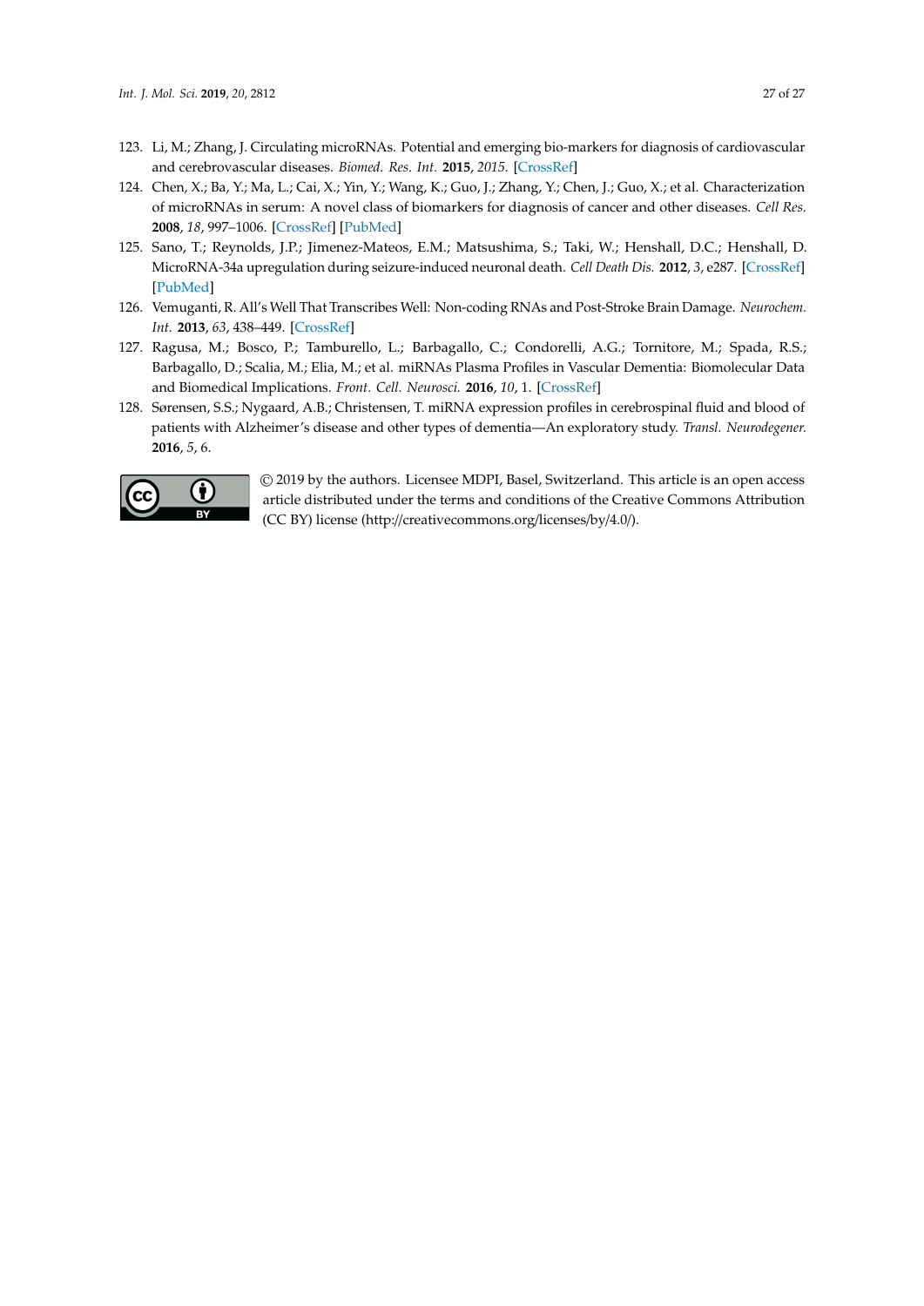123. Li, M.; Zhang, J. Circulating microRNAs. Potential and emerging bio-markers for diagnosis of cardiovascular and cerebrovascular diseases. *Biomed. Res. Int.* **2015**, *2015*. [CrossRef]
124. Chen, X.; Ba, Y.; Ma, L.; Cai, X.; Yin, Y.; Wang, K.; Guo, J.; Zhang, Y.; Chen, J.; Guo, X.; et al. Characterization of microRNAs in serum: A novel class of biomarkers for diagnosis of cancer and other diseases. *Cell Res.* **2008**, *18*, 997–1006. [CrossRef] [PubMed]
125. Sano, T.; Reynolds, J.P.; Jimenez-Mateos, E.M.; Matsushima, S.; Taki, W.; Henshall, D.C.; Henshall, D. MicroRNA-34a upregulation during seizure-induced neuronal death. *Cell Death Dis.* **2012**, *3*, e287. [CrossRef] [PubMed]
126. Vemuganti, R. All's Well That Transcribes Well: Non-coding RNAs and Post-Stroke Brain Damage. *Neurochem. Int.* **2013**, *63*, 438–449. [CrossRef]
127. Ragusa, M.; Bosco, P.; Tamburello, L.; Barbagallo, C.; Condorelli, A.G.; Tornitore, M.; Spada, R.S.; Barbagallo, D.; Scalia, M.; Elia, M.; et al. miRNAs Plasma Profiles in Vascular Dementia: Biomolecular Data and Biomedical Implications. *Front. Cell. Neurosci.* **2016**, *10*, 1. [CrossRef]
128. Sørensen, S.S.; Nygaard, A.B.; Christensen, T. miRNA expression profiles in cerebrospinal fluid and blood of patients with Alzheimer's disease and other types of dementia—An exploratory study. *Transl. Neurodegener.* **2016**, *5*, 6.

© 2019 by the authors. Licensee MDPI, Basel, Switzerland. This article is an open access article distributed under the terms and conditions of the Creative Commons Attribution (CC BY) license (http://creativecommons.org/licenses/by/4.0/).